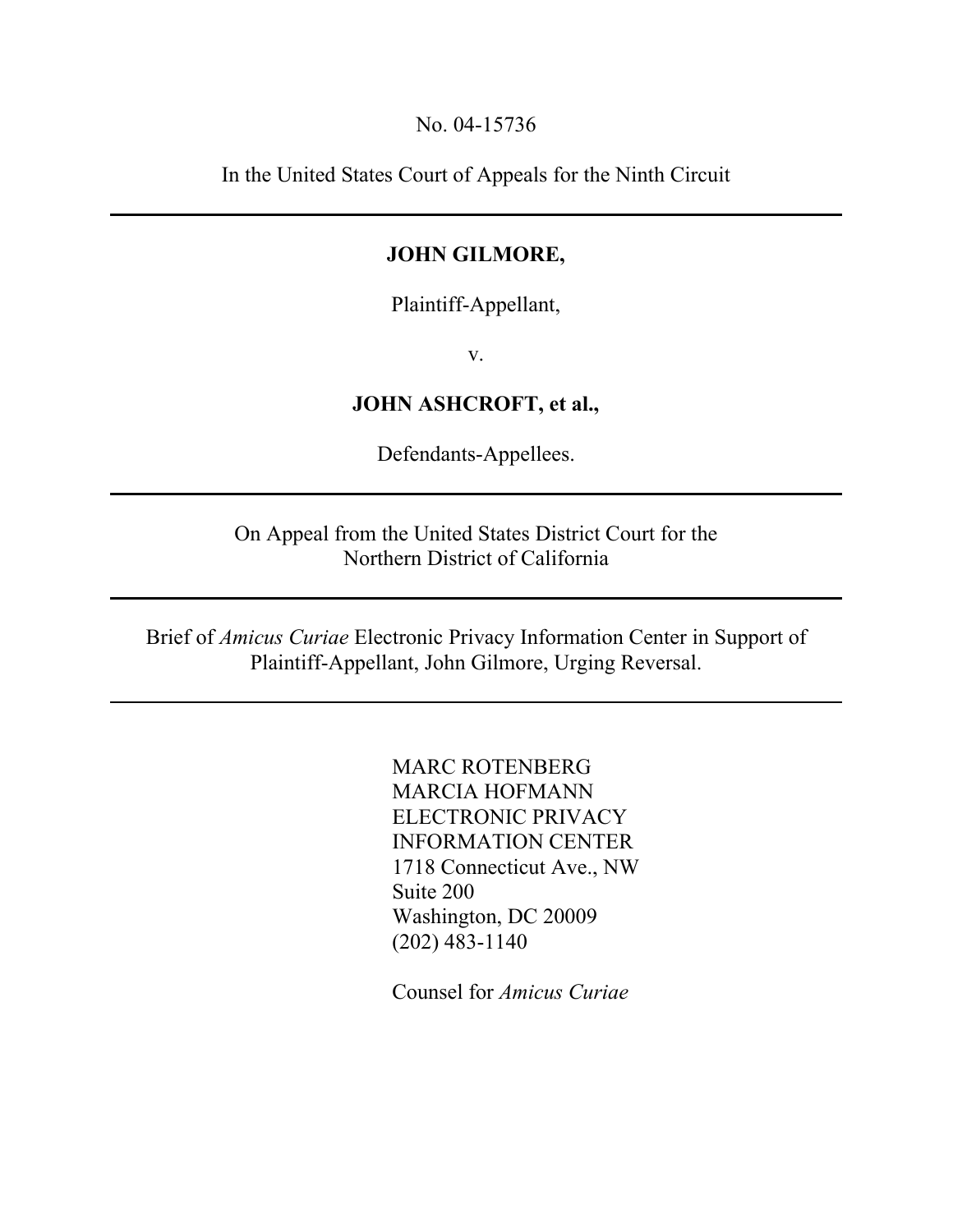No. 04-15736

In the United States Court of Appeals for the Ninth Circuit

---

**JOHN GILMORE,**

Plaintiff-Appellant,

v.

**JOHN ASHCROFT, et al.,**

Defendants-Appellees.

---

On Appeal from the United States District Court for the Northern District of California

---

Brief of *Amicus Curiae* Electronic Privacy Information Center in Support of Plaintiff-Appellant, John Gilmore, Urging Reversal.

---

MARC ROTENBERG
MARCIA HOFMANN
ELECTRONIC PRIVACY INFORMATION CENTER
1718 Connecticut Ave., NW
Suite 200
Washington, DC 20009
(202) 483-1140

Counsel for *Amicus Curiae*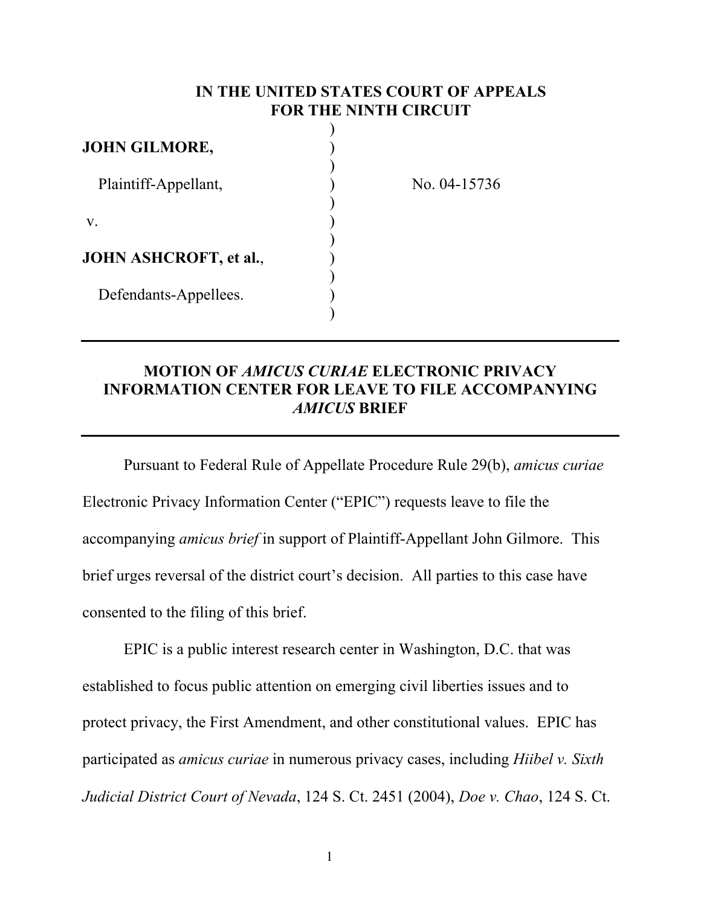**IN THE UNITED STATES COURT OF APPEALS**
**FOR THE NINTH CIRCUIT**

| | | |
|---|---|---|
| **JOHN GILMORE,** | ) | |
| Plaintiff-Appellant, | ) | No. 04-15736 |
| v. | ) | |
| **JOHN ASHCROFT, et al.**, | ) | |
| Defendants-Appellees. | ) | |

---

## MOTION OF *AMICUS CURIAE* ELECTRONIC PRIVACY INFORMATION CENTER FOR LEAVE TO FILE ACCOMPANYING *AMICUS* BRIEF

---

Pursuant to Federal Rule of Appellate Procedure Rule 29(b), *amicus curiae* Electronic Privacy Information Center ("EPIC") requests leave to file the accompanying *amicus brief* in support of Plaintiff-Appellant John Gilmore. This brief urges reversal of the district court's decision. All parties to this case have consented to the filing of this brief.

EPIC is a public interest research center in Washington, D.C. that was established to focus public attention on emerging civil liberties issues and to protect privacy, the First Amendment, and other constitutional values. EPIC has participated as *amicus curiae* in numerous privacy cases, including *Hiibel v. Sixth Judicial District Court of Nevada*, 124 S. Ct. 2451 (2004), *Doe v. Chao*, 124 S. Ct.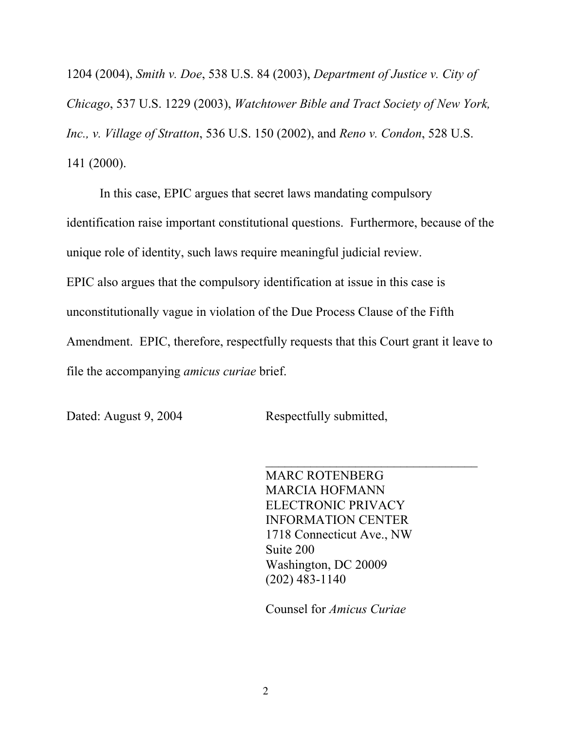1204 (2004), *Smith v. Doe*, 538 U.S. 84 (2003), *Department of Justice v. City of Chicago*, 537 U.S. 1229 (2003), *Watchtower Bible and Tract Society of New York, Inc., v. Village of Stratton*, 536 U.S. 150 (2002), and *Reno v. Condon*, 528 U.S. 141 (2000).

In this case, EPIC argues that secret laws mandating compulsory identification raise important constitutional questions. Furthermore, because of the unique role of identity, such laws require meaningful judicial review.
EPIC also argues that the compulsory identification at issue in this case is unconstitutionally vague in violation of the Due Process Clause of the Fifth Amendment. EPIC, therefore, respectfully requests that this Court grant it leave to file the accompanying *amicus curiae* brief.

Dated: August 9, 2004

Respectfully submitted,

\_\_\_\_\_\_\_\_\_\_\_\_\_\_\_\_\_\_\_\_\_\_\_\_\_\_\_\_\_\_\_\_\_\_

MARC ROTENBERG
MARCIA HOFMANN
ELECTRONIC PRIVACY
INFORMATION CENTER
1718 Connecticut Ave., NW
Suite 200
Washington, DC 20009
(202) 483-1140

Counsel for *Amicus Curiae*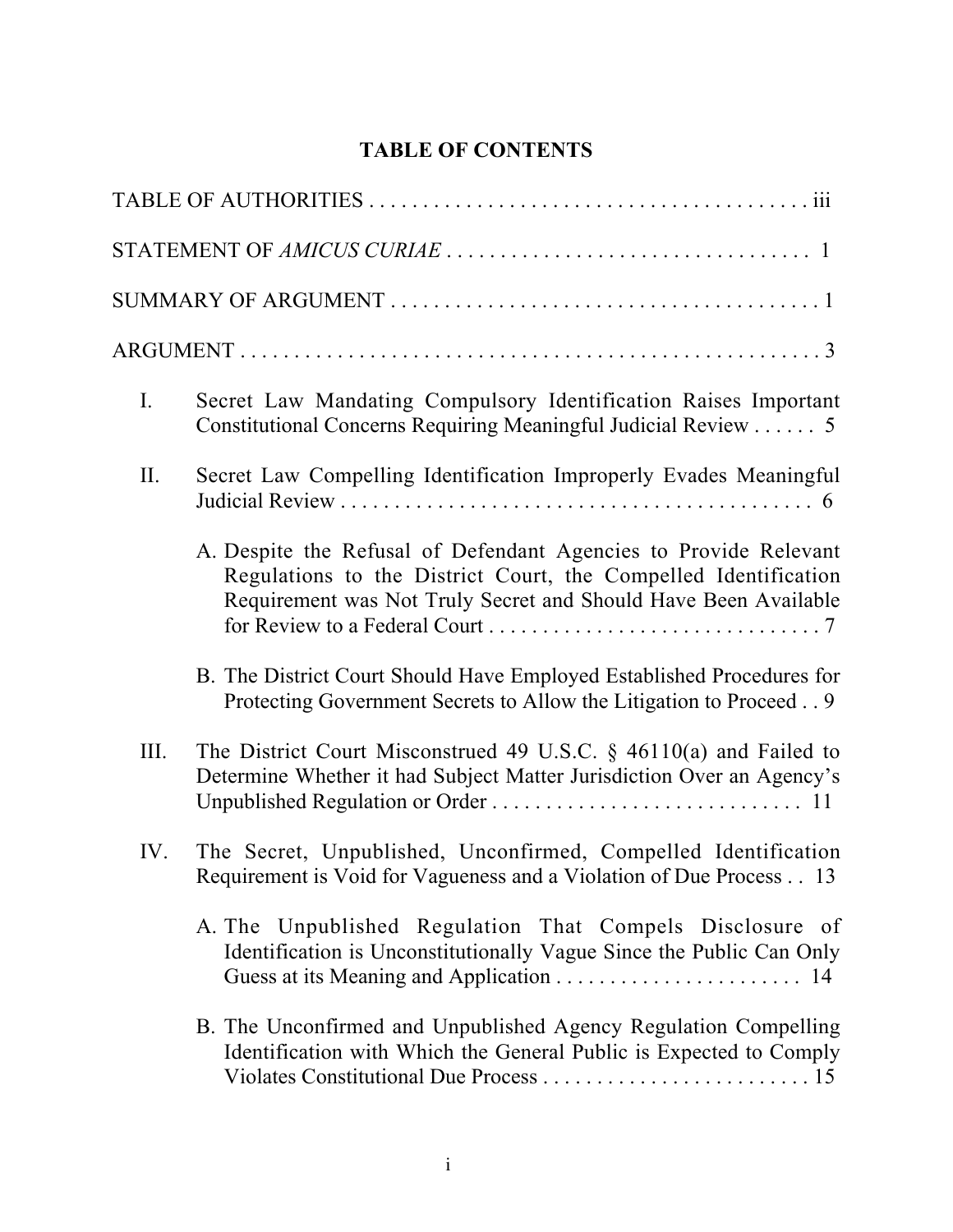# TABLE OF CONTENTS

TABLE OF AUTHORITIES . . . . . . . . . . . . . . . . . . . . . . . . . . . . . . . . . . . . . . . . . . iii

STATEMENT OF *AMICUS CURIAE* . . . . . . . . . . . . . . . . . . . . . . . . . . . . . . . . . . 1

SUMMARY OF ARGUMENT . . . . . . . . . . . . . . . . . . . . . . . . . . . . . . . . . . . . . . . . 1

ARGUMENT . . . . . . . . . . . . . . . . . . . . . . . . . . . . . . . . . . . . . . . . . . . . . . . . . . . . . 3

I. Secret Law Mandating Compulsory Identification Raises Important Constitutional Concerns Requiring Meaningful Judicial Review . . . . . . 5

II. Secret Law Compelling Identification Improperly Evades Meaningful Judicial Review . . . . . . . . . . . . . . . . . . . . . . . . . . . . . . . . . . . . . . . . . . . . . 6

   A. Despite the Refusal of Defendant Agencies to Provide Relevant Regulations to the District Court, the Compelled Identification Requirement was Not Truly Secret and Should Have Been Available for Review to a Federal Court . . . . . . . . . . . . . . . . . . . . . . . . . . . . . . 7

   B. The District Court Should Have Employed Established Procedures for Protecting Government Secrets to Allow the Litigation to Proceed . . 9

III. The District Court Misconstrued 49 U.S.C. § 46110(a) and Failed to Determine Whether it had Subject Matter Jurisdiction Over an Agency's Unpublished Regulation or Order . . . . . . . . . . . . . . . . . . . . . . . . . . . . . 11

IV. The Secret, Unpublished, Unconfirmed, Compelled Identification Requirement is Void for Vagueness and a Violation of Due Process . . 13

   A. The Unpublished Regulation That Compels Disclosure of Identification is Unconstitutionally Vague Since the Public Can Only Guess at its Meaning and Application . . . . . . . . . . . . . . . . . . . . . . . 14

   B. The Unconfirmed and Unpublished Agency Regulation Compelling Identification with Which the General Public is Expected to Comply Violates Constitutional Due Process . . . . . . . . . . . . . . . . . . . . . . . . . 15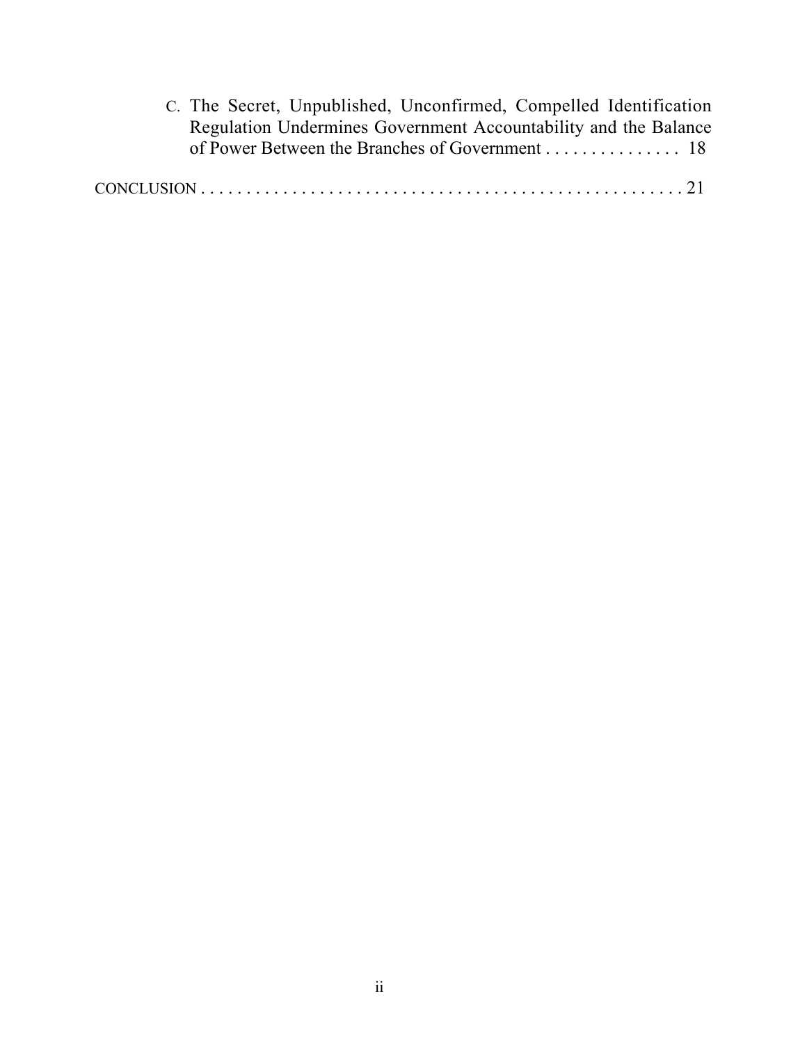C. The Secret, Unpublished, Unconfirmed, Compelled Identification Regulation Undermines Government Accountability and the Balance of Power Between the Branches of Government . . . . . . . . . . . . . . . 18

CONCLUSION . . . . . . . . . . . . . . . . . . . . . . . . . . . . . . . . . . . . . . . . . . . . . . . . . . . . . . 21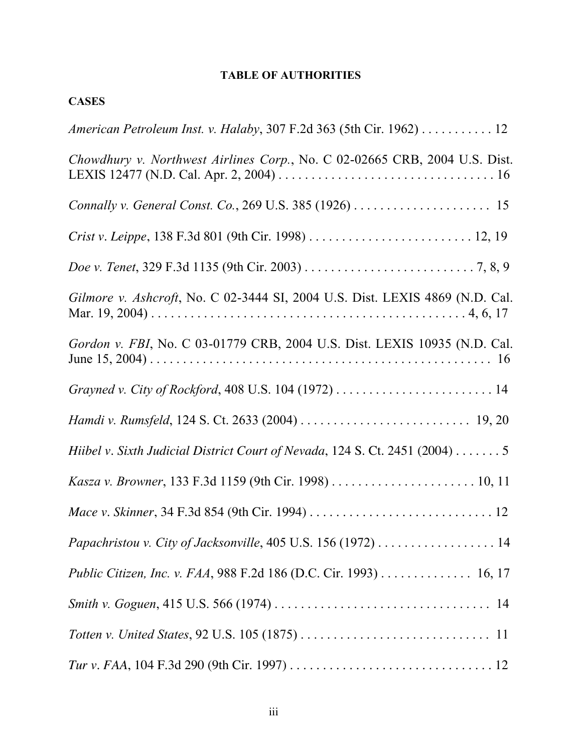## TABLE OF AUTHORITIES

### CASES

*American Petroleum Inst. v. Halaby*, 307 F.2d 363 (5th Cir. 1962) . . . . . . . . . . . 12

*Chowdhury v. Northwest Airlines Corp.*, No. C 02-02665 CRB, 2004 U.S. Dist. LEXIS 12477 (N.D. Cal. Apr. 2, 2004) . . . . . . . . . . . . . . . . . . . . . . . . . . . . . . . . . 16

*Connally v. General Const. Co.*, 269 U.S. 385 (1926) . . . . . . . . . . . . . . . . . . . . . 15

*Crist v. Leippe*, 138 F.3d 801 (9th Cir. 1998) . . . . . . . . . . . . . . . . . . . . . . . . . 12, 19

*Doe v. Tenet*, 329 F.3d 1135 (9th Cir. 2003) . . . . . . . . . . . . . . . . . . . . . . . . . . 7, 8, 9

*Gilmore v. Ashcroft*, No. C 02-3444 SI, 2004 U.S. Dist. LEXIS 4869 (N.D. Cal. Mar. 19, 2004) . . . . . . . . . . . . . . . . . . . . . . . . . . . . . . . . . . . . . . . . . . . . . . . . 4, 6, 17

*Gordon v. FBI*, No. C 03-01779 CRB, 2004 U.S. Dist. LEXIS 10935 (N.D. Cal. June 15, 2004) . . . . . . . . . . . . . . . . . . . . . . . . . . . . . . . . . . . . . . . . . . . . . . . . . . . 16

*Grayned v. City of Rockford*, 408 U.S. 104 (1972) . . . . . . . . . . . . . . . . . . . . . . . . . 14

*Hamdi v. Rumsfeld*, 124 S. Ct. 2633 (2004) . . . . . . . . . . . . . . . . . . . . . . . . . . 19, 20

*Hiibel v. Sixth Judicial District Court of Nevada*, 124 S. Ct. 2451 (2004) . . . . . . . 5

*Kasza v. Browner*, 133 F.3d 1159 (9th Cir. 1998) . . . . . . . . . . . . . . . . . . . . . . . 10, 11

*Mace v. Skinner*, 34 F.3d 854 (9th Cir. 1994) . . . . . . . . . . . . . . . . . . . . . . . . . . . . 12

*Papachristou v. City of Jacksonville*, 405 U.S. 156 (1972) . . . . . . . . . . . . . . . . . . 14

*Public Citizen, Inc. v. FAA*, 988 F.2d 186 (D.C. Cir. 1993) . . . . . . . . . . . . . . 16, 17

*Smith v. Goguen*, 415 U.S. 566 (1974) . . . . . . . . . . . . . . . . . . . . . . . . . . . . . . . . . 14

*Totten v. United States*, 92 U.S. 105 (1875) . . . . . . . . . . . . . . . . . . . . . . . . . . . . . 11

*Tur v. FAA*, 104 F.3d 290 (9th Cir. 1997) . . . . . . . . . . . . . . . . . . . . . . . . . . . . . . . 12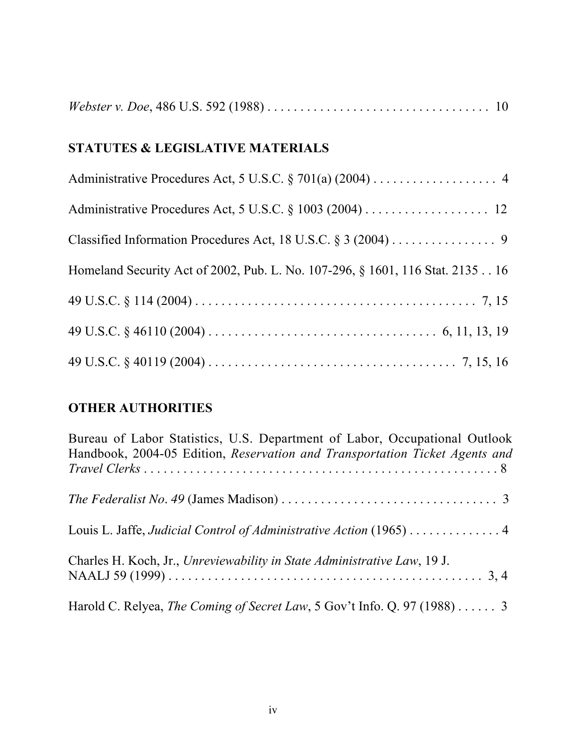*Webster v. Doe*, 486 U.S. 592 (1988) . . . . . . . . . . . . . . . . . . . . . . . . . . . . . . . . . . 10

## STATUTES & LEGISLATIVE MATERIALS

Administrative Procedures Act, 5 U.S.C. § 701(a) (2004) . . . . . . . . . . . . . . . . . . . 4

Administrative Procedures Act, 5 U.S.C. § 1003 (2004) . . . . . . . . . . . . . . . . . . 12

Classified Information Procedures Act, 18 U.S.C. § 3 (2004) . . . . . . . . . . . . . . . . 9

Homeland Security Act of 2002, Pub. L. No. 107-296, § 1601, 116 Stat. 2135 . . 16

49 U.S.C. § 114 (2004) . . . . . . . . . . . . . . . . . . . . . . . . . . . . . . . . . . . . . . . . . . . 7, 15

49 U.S.C. § 46110 (2004) . . . . . . . . . . . . . . . . . . . . . . . . . . . . . . . . . . 6, 11, 13, 19

49 U.S.C. § 40119 (2004) . . . . . . . . . . . . . . . . . . . . . . . . . . . . . . . . . . . . . . 7, 15, 16

## OTHER AUTHORITIES

Bureau of Labor Statistics, U.S. Department of Labor, Occupational Outlook Handbook, 2004-05 Edition, *Reservation and Transportation Ticket Agents and Travel Clerks* . . . . . . . . . . . . . . . . . . . . . . . . . . . . . . . . . . . . . . . . . . . . . . . . . . . . 8

*The Federalist No. 49* (James Madison) . . . . . . . . . . . . . . . . . . . . . . . . . . . . . . . . 3

Louis L. Jaffe, *Judicial Control of Administrative Action* (1965) . . . . . . . . . . . . . 4

Charles H. Koch, Jr., *Unreviewability in State Administrative Law*, 19 J. NAALJ 59 (1999) . . . . . . . . . . . . . . . . . . . . . . . . . . . . . . . . . . . . . . . . . . . . . . . 3, 4

Harold C. Relyea, *The Coming of Secret Law*, 5 Gov't Info. Q. 97 (1988) . . . . . . 3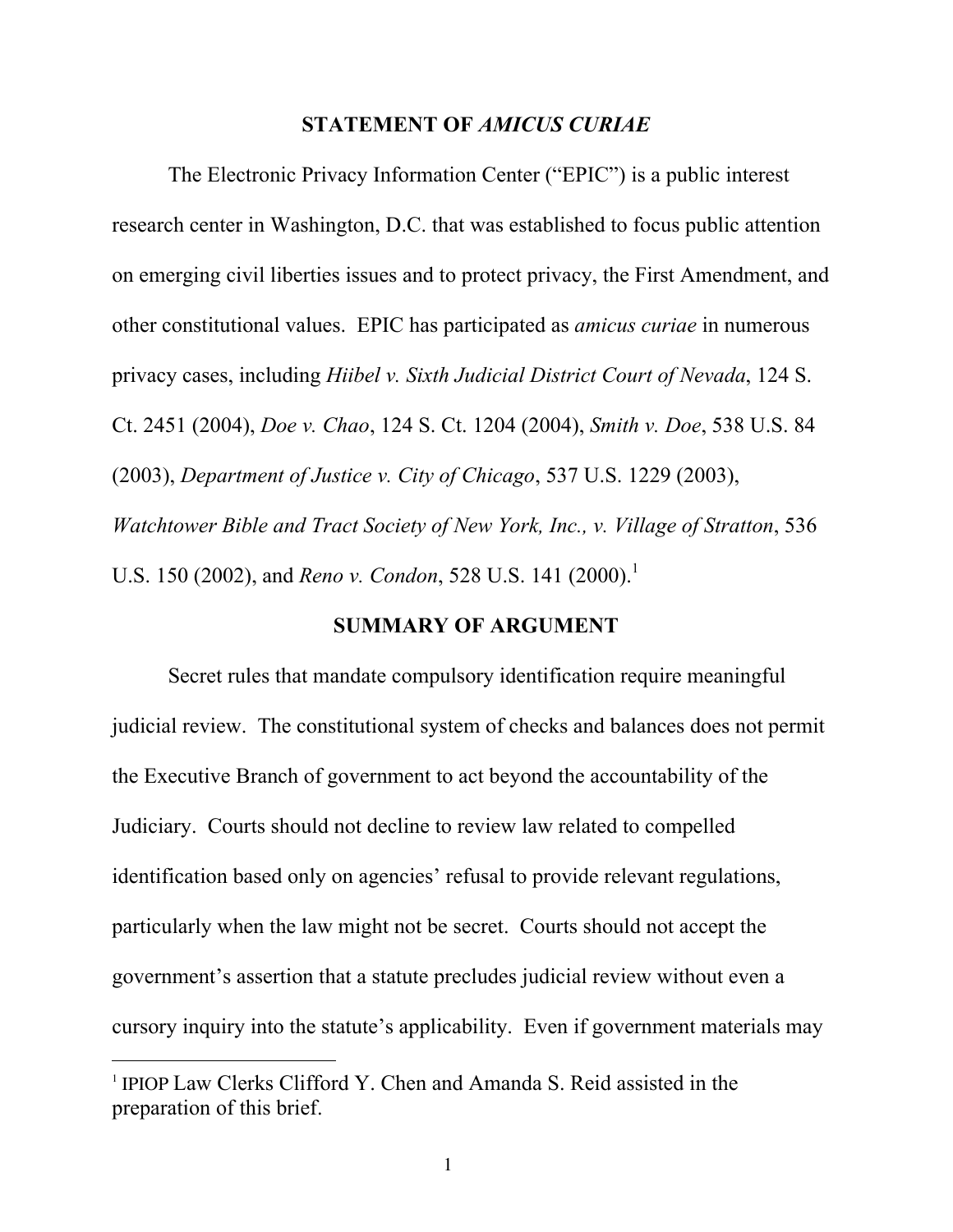## STATEMENT OF *AMICUS CURIAE*

The Electronic Privacy Information Center ("EPIC") is a public interest research center in Washington, D.C. that was established to focus public attention on emerging civil liberties issues and to protect privacy, the First Amendment, and other constitutional values. EPIC has participated as *amicus curiae* in numerous privacy cases, including *Hiibel v. Sixth Judicial District Court of Nevada*, 124 S. Ct. 2451 (2004), *Doe v. Chao*, 124 S. Ct. 1204 (2004), *Smith v. Doe*, 538 U.S. 84 (2003), *Department of Justice v. City of Chicago*, 537 U.S. 1229 (2003), *Watchtower Bible and Tract Society of New York, Inc., v. Village of Stratton*, 536 U.S. 150 (2002), and *Reno v. Condon*, 528 U.S. 141 (2000).[1]

## SUMMARY OF ARGUMENT

Secret rules that mandate compulsory identification require meaningful judicial review. The constitutional system of checks and balances does not permit the Executive Branch of government to act beyond the accountability of the Judiciary. Courts should not decline to review law related to compelled identification based only on agencies' refusal to provide relevant regulations, particularly when the law might not be secret. Courts should not accept the government's assertion that a statute precludes judicial review without even a cursory inquiry into the statute's applicability. Even if government materials may

---

[1] IPIOP Law Clerks Clifford Y. Chen and Amanda S. Reid assisted in the preparation of this brief.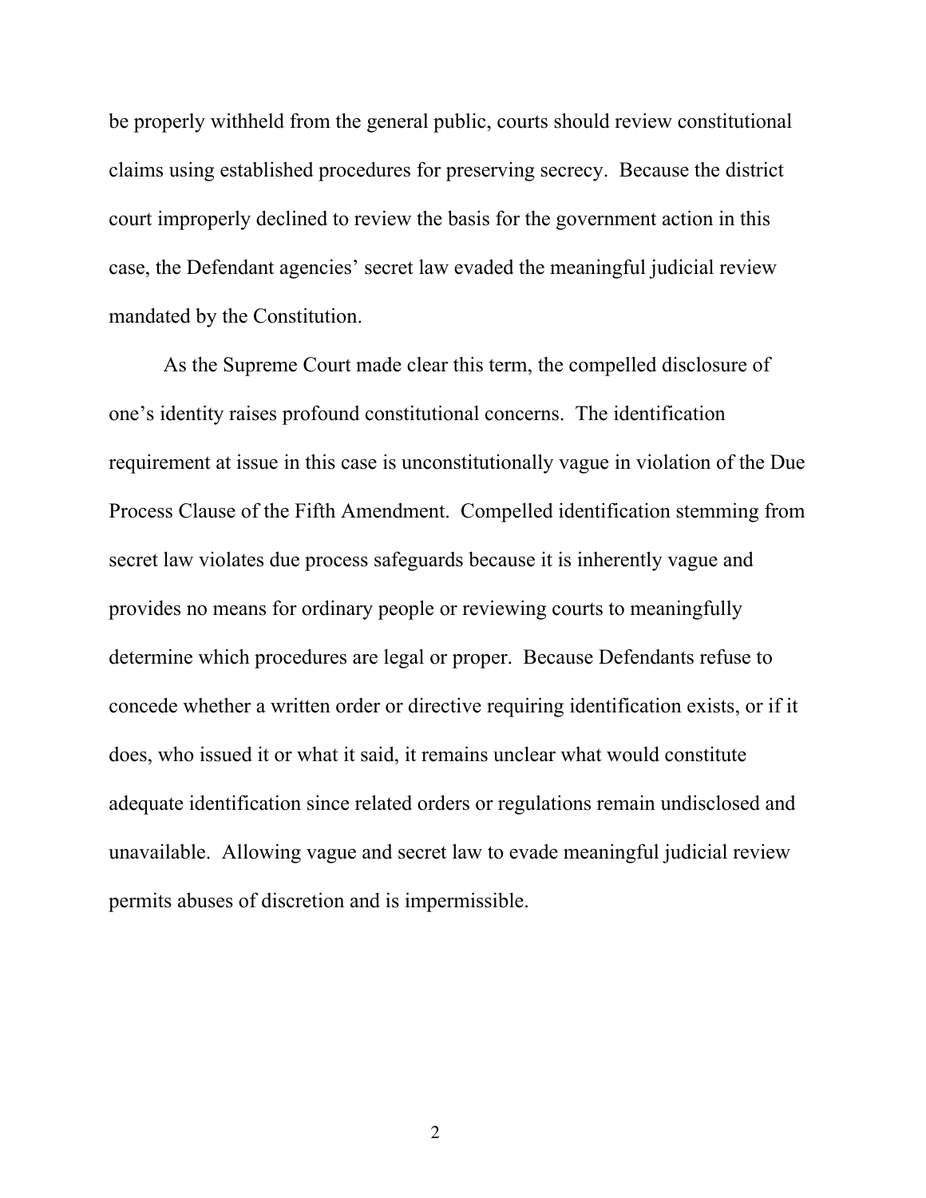be properly withheld from the general public, courts should review constitutional claims using established procedures for preserving secrecy. Because the district court improperly declined to review the basis for the government action in this case, the Defendant agencies' secret law evaded the meaningful judicial review mandated by the Constitution.

As the Supreme Court made clear this term, the compelled disclosure of one's identity raises profound constitutional concerns. The identification requirement at issue in this case is unconstitutionally vague in violation of the Due Process Clause of the Fifth Amendment. Compelled identification stemming from secret law violates due process safeguards because it is inherently vague and provides no means for ordinary people or reviewing courts to meaningfully determine which procedures are legal or proper. Because Defendants refuse to concede whether a written order or directive requiring identification exists, or if it does, who issued it or what it said, it remains unclear what would constitute adequate identification since related orders or regulations remain undisclosed and unavailable. Allowing vague and secret law to evade meaningful judicial review permits abuses of discretion and is impermissible.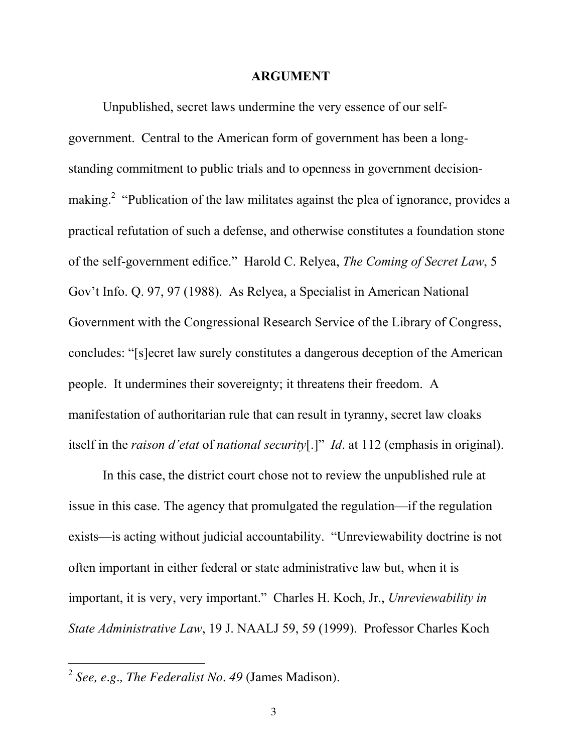## ARGUMENT

Unpublished, secret laws undermine the very essence of our self-government. Central to the American form of government has been a long-standing commitment to public trials and to openness in government decision-making.[2] "Publication of the law militates against the plea of ignorance, provides a practical refutation of such a defense, and otherwise constitutes a foundation stone of the self-government edifice." Harold C. Relyea, *The Coming of Secret Law*, 5 Gov't Info. Q. 97, 97 (1988). As Relyea, a Specialist in American National Government with the Congressional Research Service of the Library of Congress, concludes: "[s]ecret law surely constitutes a dangerous deception of the American people. It undermines their sovereignty; it threatens their freedom. A manifestation of authoritarian rule that can result in tyranny, secret law cloaks itself in the *raison d'etat* of *national security*[.]" *Id*. at 112 (emphasis in original).

In this case, the district court chose not to review the unpublished rule at issue in this case. The agency that promulgated the regulation—if the regulation exists—is acting without judicial accountability. "Unreviewability doctrine is not often important in either federal or state administrative law but, when it is important, it is very, very important." Charles H. Koch, Jr., *Unreviewability in State Administrative Law*, 19 J. NAALJ 59, 59 (1999). Professor Charles Koch

---

[2] *See, e.g., The Federalist No. 49* (James Madison).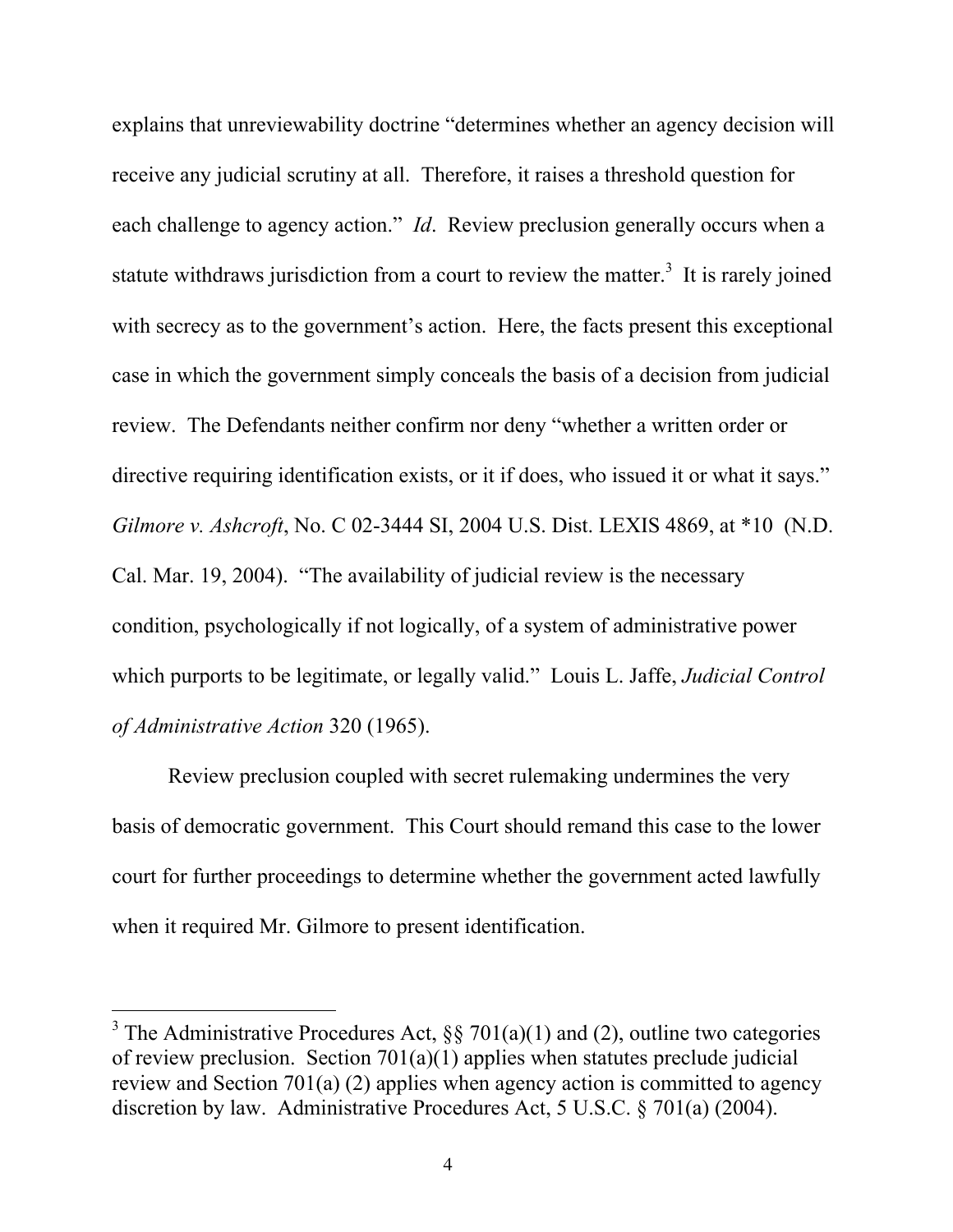explains that unreviewability doctrine "determines whether an agency decision will receive any judicial scrutiny at all. Therefore, it raises a threshold question for each challenge to agency action." *Id*. Review preclusion generally occurs when a statute withdraws jurisdiction from a court to review the matter.[3] It is rarely joined with secrecy as to the government's action. Here, the facts present this exceptional case in which the government simply conceals the basis of a decision from judicial review. The Defendants neither confirm nor deny "whether a written order or directive requiring identification exists, or it if does, who issued it or what it says." *Gilmore v. Ashcroft*, No. C 02-3444 SI, 2004 U.S. Dist. LEXIS 4869, at *10 (N.D. Cal. Mar. 19, 2004). "The availability of judicial review is the necessary condition, psychologically if not logically, of a system of administrative power which purports to be legitimate, or legally valid." Louis L. Jaffe, *Judicial Control of Administrative Action* 320 (1965).

Review preclusion coupled with secret rulemaking undermines the very basis of democratic government. This Court should remand this case to the lower court for further proceedings to determine whether the government acted lawfully when it required Mr. Gilmore to present identification.

---

[3] The Administrative Procedures Act, §§ 701(a)(1) and (2), outline two categories of review preclusion. Section 701(a)(1) applies when statutes preclude judicial review and Section 701(a) (2) applies when agency action is committed to agency discretion by law. Administrative Procedures Act, 5 U.S.C. § 701(a) (2004).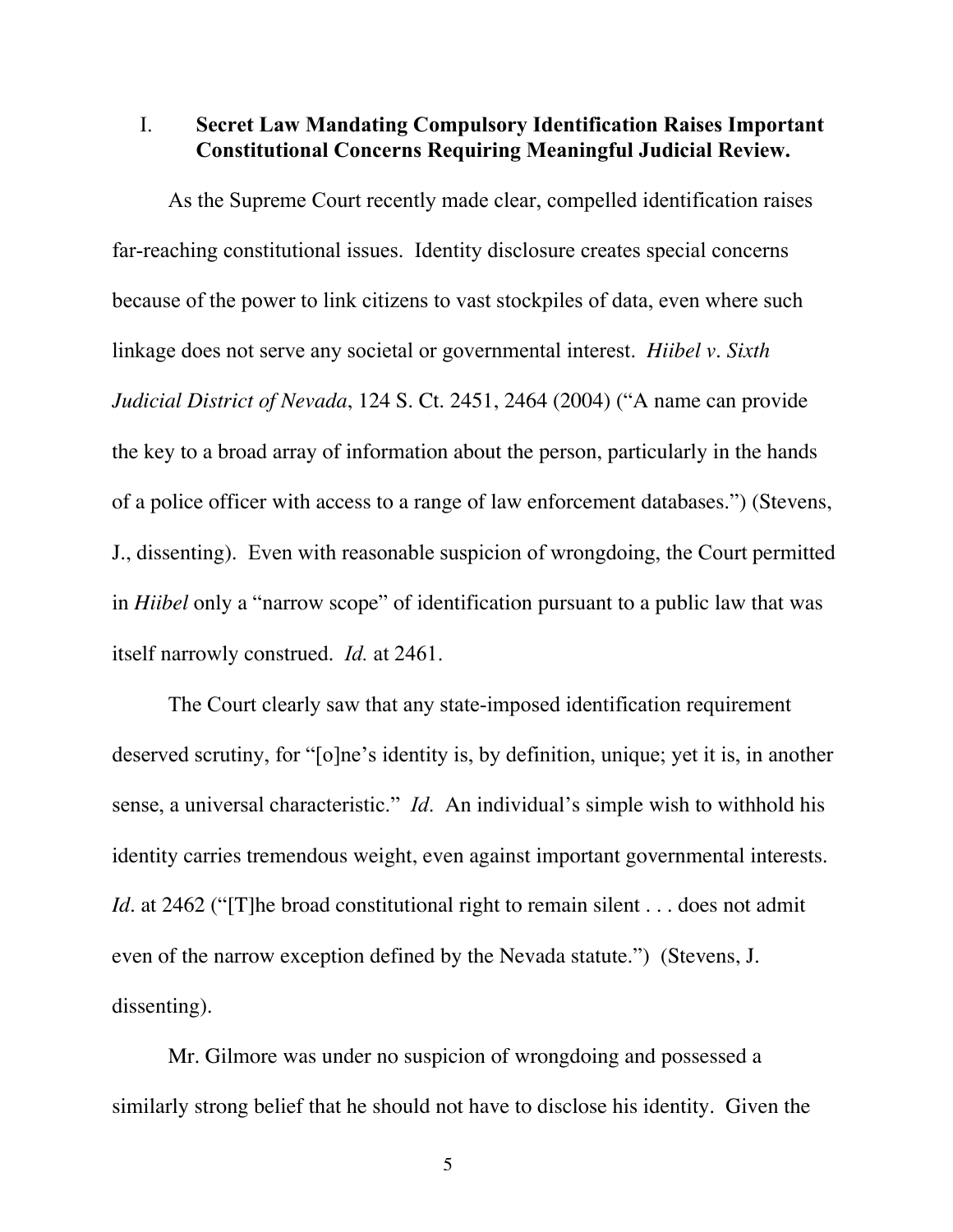## I. Secret Law Mandating Compulsory Identification Raises Important Constitutional Concerns Requiring Meaningful Judicial Review.

As the Supreme Court recently made clear, compelled identification raises far-reaching constitutional issues. Identity disclosure creates special concerns because of the power to link citizens to vast stockpiles of data, even where such linkage does not serve any societal or governmental interest. *Hiibel v. Sixth Judicial District of Nevada*, 124 S. Ct. 2451, 2464 (2004) ("A name can provide the key to a broad array of information about the person, particularly in the hands of a police officer with access to a range of law enforcement databases.") (Stevens, J., dissenting). Even with reasonable suspicion of wrongdoing, the Court permitted in *Hiibel* only a "narrow scope" of identification pursuant to a public law that was itself narrowly construed. *Id.* at 2461.

The Court clearly saw that any state-imposed identification requirement deserved scrutiny, for "[o]ne's identity is, by definition, unique; yet it is, in another sense, a universal characteristic." *Id.* An individual's simple wish to withhold his identity carries tremendous weight, even against important governmental interests. *Id.* at 2462 ("[T]he broad constitutional right to remain silent . . . does not admit even of the narrow exception defined by the Nevada statute.") (Stevens, J. dissenting).

Mr. Gilmore was under no suspicion of wrongdoing and possessed a similarly strong belief that he should not have to disclose his identity. Given the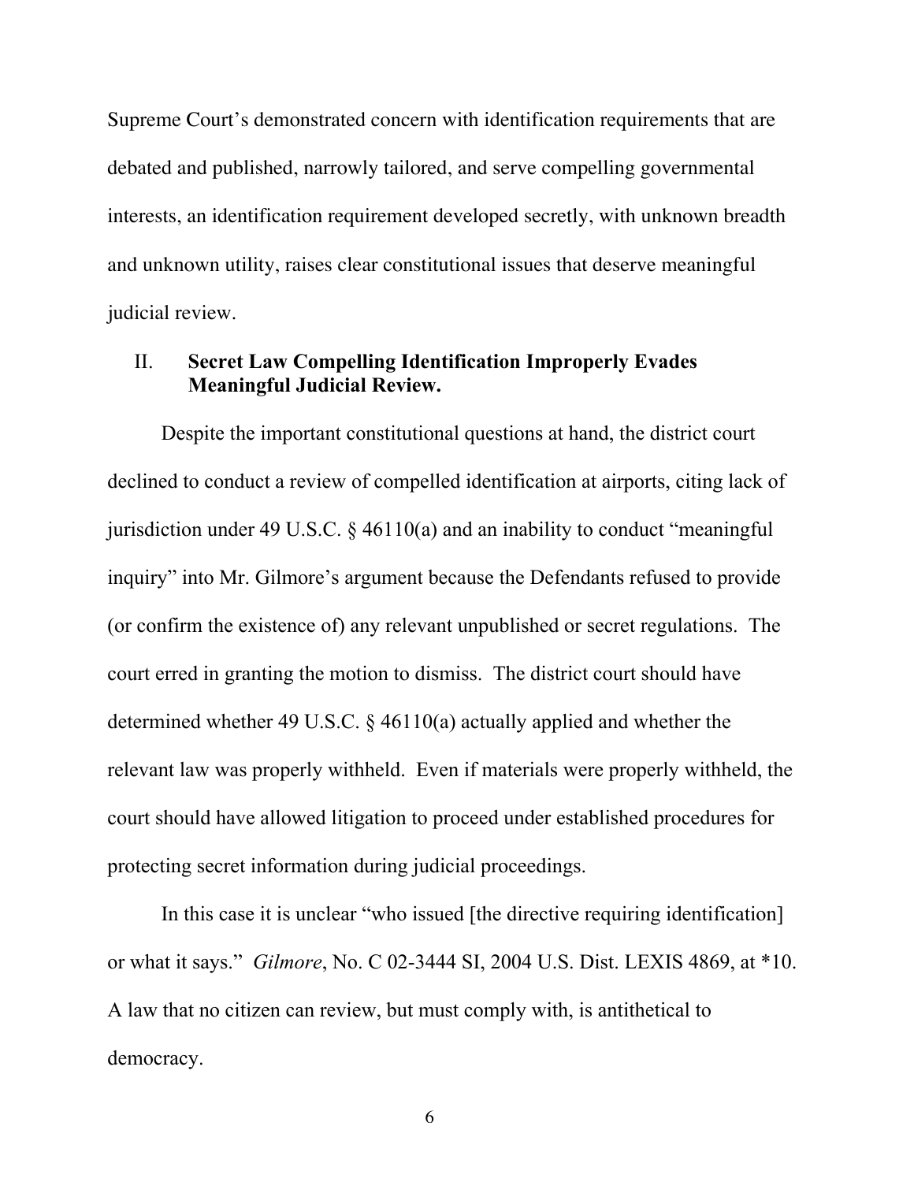Supreme Court's demonstrated concern with identification requirements that are debated and published, narrowly tailored, and serve compelling governmental interests, an identification requirement developed secretly, with unknown breadth and unknown utility, raises clear constitutional issues that deserve meaningful judicial review.

## II. Secret Law Compelling Identification Improperly Evades Meaningful Judicial Review.

Despite the important constitutional questions at hand, the district court declined to conduct a review of compelled identification at airports, citing lack of jurisdiction under 49 U.S.C. § 46110(a) and an inability to conduct "meaningful inquiry" into Mr. Gilmore's argument because the Defendants refused to provide (or confirm the existence of) any relevant unpublished or secret regulations. The court erred in granting the motion to dismiss. The district court should have determined whether 49 U.S.C. § 46110(a) actually applied and whether the relevant law was properly withheld. Even if materials were properly withheld, the court should have allowed litigation to proceed under established procedures for protecting secret information during judicial proceedings.

In this case it is unclear "who issued [the directive requiring identification] or what it says." *Gilmore*, No. C 02-3444 SI, 2004 U.S. Dist. LEXIS 4869, at *10. A law that no citizen can review, but must comply with, is antithetical to democracy.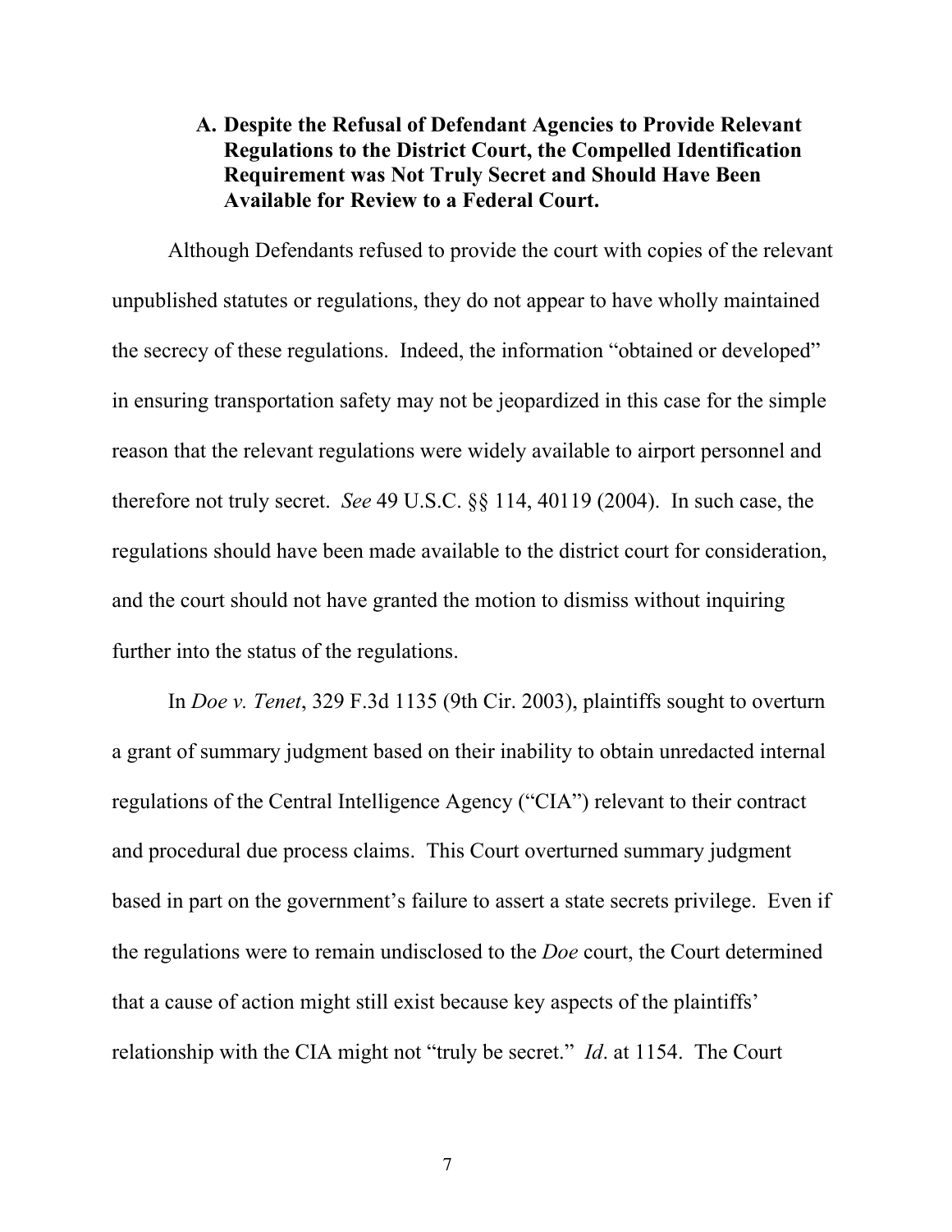### A. Despite the Refusal of Defendant Agencies to Provide Relevant Regulations to the District Court, the Compelled Identification Requirement was Not Truly Secret and Should Have Been Available for Review to a Federal Court.

Although Defendants refused to provide the court with copies of the relevant unpublished statutes or regulations, they do not appear to have wholly maintained the secrecy of these regulations. Indeed, the information "obtained or developed" in ensuring transportation safety may not be jeopardized in this case for the simple reason that the relevant regulations were widely available to airport personnel and therefore not truly secret. *See* 49 U.S.C. §§ 114, 40119 (2004). In such case, the regulations should have been made available to the district court for consideration, and the court should not have granted the motion to dismiss without inquiring further into the status of the regulations.

In *Doe v. Tenet*, 329 F.3d 1135 (9th Cir. 2003), plaintiffs sought to overturn a grant of summary judgment based on their inability to obtain unredacted internal regulations of the Central Intelligence Agency ("CIA") relevant to their contract and procedural due process claims. This Court overturned summary judgment based in part on the government's failure to assert a state secrets privilege. Even if the regulations were to remain undisclosed to the *Doe* court, the Court determined that a cause of action might still exist because key aspects of the plaintiffs' relationship with the CIA might not "truly be secret." *Id*. at 1154. The Court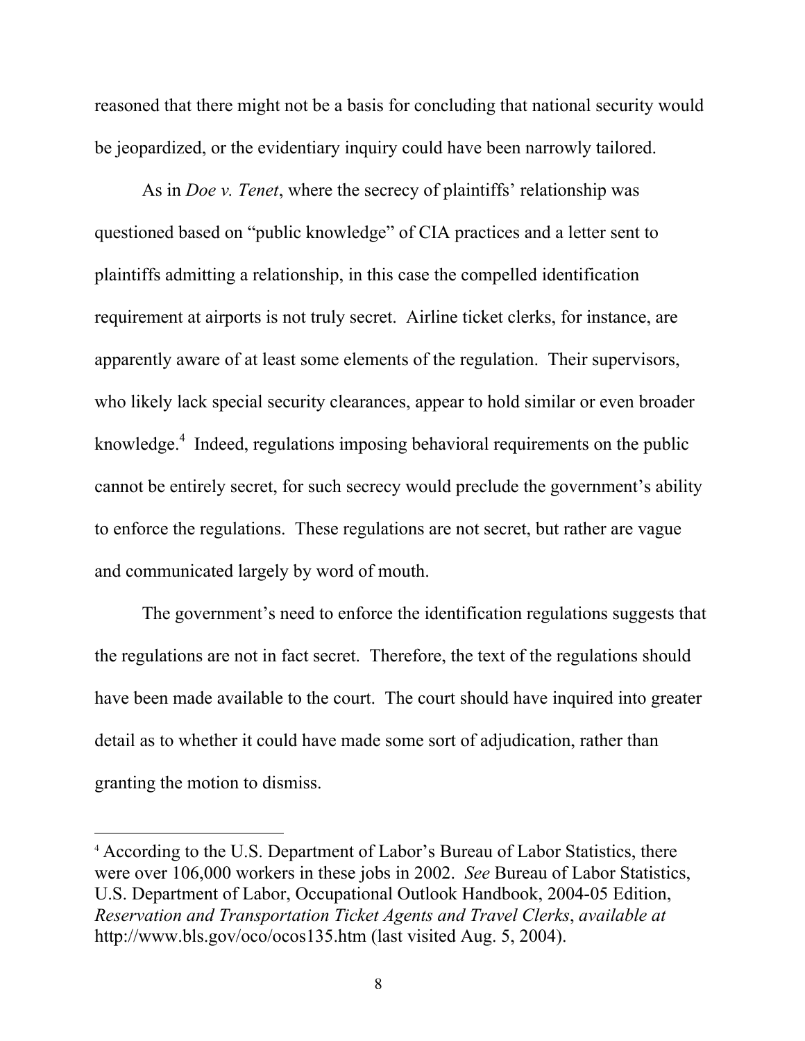reasoned that there might not be a basis for concluding that national security would be jeopardized, or the evidentiary inquiry could have been narrowly tailored.

As in *Doe v. Tenet*, where the secrecy of plaintiffs' relationship was questioned based on "public knowledge" of CIA practices and a letter sent to plaintiffs admitting a relationship, in this case the compelled identification requirement at airports is not truly secret. Airline ticket clerks, for instance, are apparently aware of at least some elements of the regulation. Their supervisors, who likely lack special security clearances, appear to hold similar or even broader knowledge.[4] Indeed, regulations imposing behavioral requirements on the public cannot be entirely secret, for such secrecy would preclude the government's ability to enforce the regulations. These regulations are not secret, but rather are vague and communicated largely by word of mouth.

The government's need to enforce the identification regulations suggests that the regulations are not in fact secret. Therefore, the text of the regulations should have been made available to the court. The court should have inquired into greater detail as to whether it could have made some sort of adjudication, rather than granting the motion to dismiss.

---

[4] According to the U.S. Department of Labor's Bureau of Labor Statistics, there were over 106,000 workers in these jobs in 2002. *See* Bureau of Labor Statistics, U.S. Department of Labor, Occupational Outlook Handbook, 2004-05 Edition, *Reservation and Transportation Ticket Agents and Travel Clerks*, *available at* http://www.bls.gov/oco/ocos135.htm (last visited Aug. 5, 2004).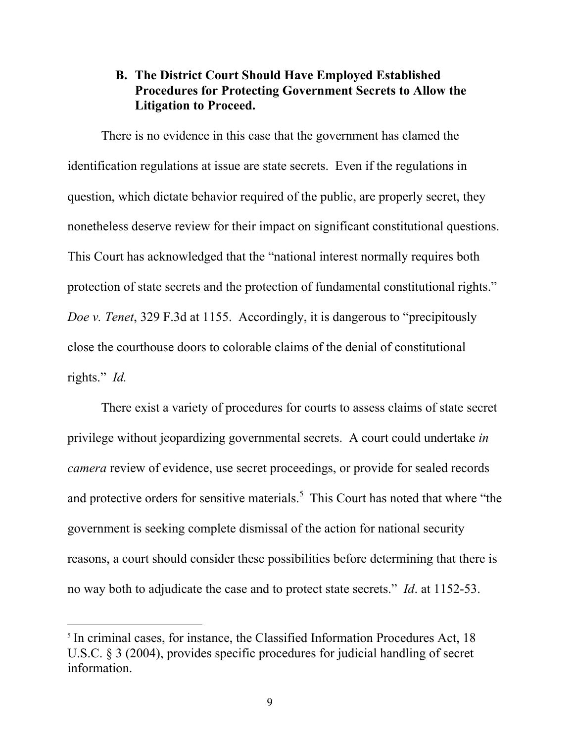### B. The District Court Should Have Employed Established Procedures for Protecting Government Secrets to Allow the Litigation to Proceed.

There is no evidence in this case that the government has clamed the identification regulations at issue are state secrets. Even if the regulations in question, which dictate behavior required of the public, are properly secret, they nonetheless deserve review for their impact on significant constitutional questions. This Court has acknowledged that the "national interest normally requires both protection of state secrets and the protection of fundamental constitutional rights." *Doe v. Tenet*, 329 F.3d at 1155. Accordingly, it is dangerous to "precipitously close the courthouse doors to colorable claims of the denial of constitutional rights." *Id.*

There exist a variety of procedures for courts to assess claims of state secret privilege without jeopardizing governmental secrets. A court could undertake *in camera* review of evidence, use secret proceedings, or provide for sealed records and protective orders for sensitive materials.[5] This Court has noted that where "the government is seeking complete dismissal of the action for national security reasons, a court should consider these possibilities before determining that there is no way both to adjudicate the case and to protect state secrets." *Id*. at 1152-53.

---

[5] In criminal cases, for instance, the Classified Information Procedures Act, 18 U.S.C. § 3 (2004), provides specific procedures for judicial handling of secret information.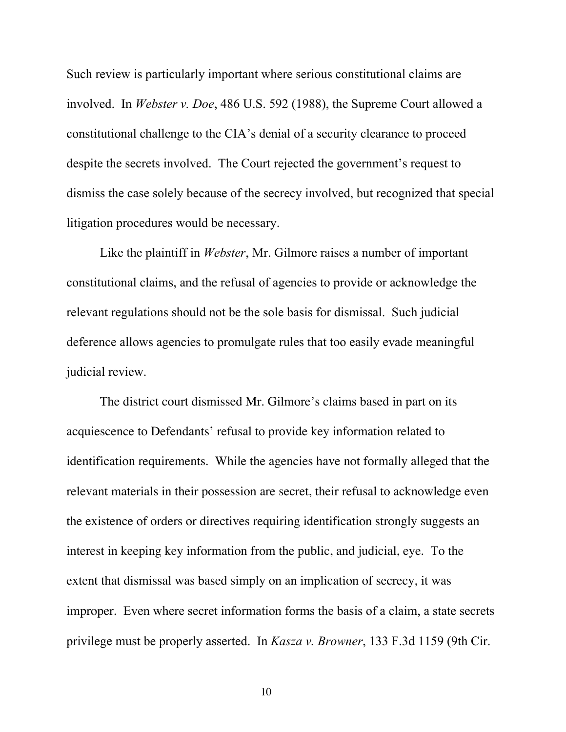Such review is particularly important where serious constitutional claims are involved. In *Webster v. Doe*, 486 U.S. 592 (1988), the Supreme Court allowed a constitutional challenge to the CIA's denial of a security clearance to proceed despite the secrets involved. The Court rejected the government's request to dismiss the case solely because of the secrecy involved, but recognized that special litigation procedures would be necessary.

Like the plaintiff in *Webster*, Mr. Gilmore raises a number of important constitutional claims, and the refusal of agencies to provide or acknowledge the relevant regulations should not be the sole basis for dismissal. Such judicial deference allows agencies to promulgate rules that too easily evade meaningful judicial review.

The district court dismissed Mr. Gilmore's claims based in part on its acquiescence to Defendants' refusal to provide key information related to identification requirements. While the agencies have not formally alleged that the relevant materials in their possession are secret, their refusal to acknowledge even the existence of orders or directives requiring identification strongly suggests an interest in keeping key information from the public, and judicial, eye. To the extent that dismissal was based simply on an implication of secrecy, it was improper. Even where secret information forms the basis of a claim, a state secrets privilege must be properly asserted. In *Kasza v. Browner*, 133 F.3d 1159 (9th Cir.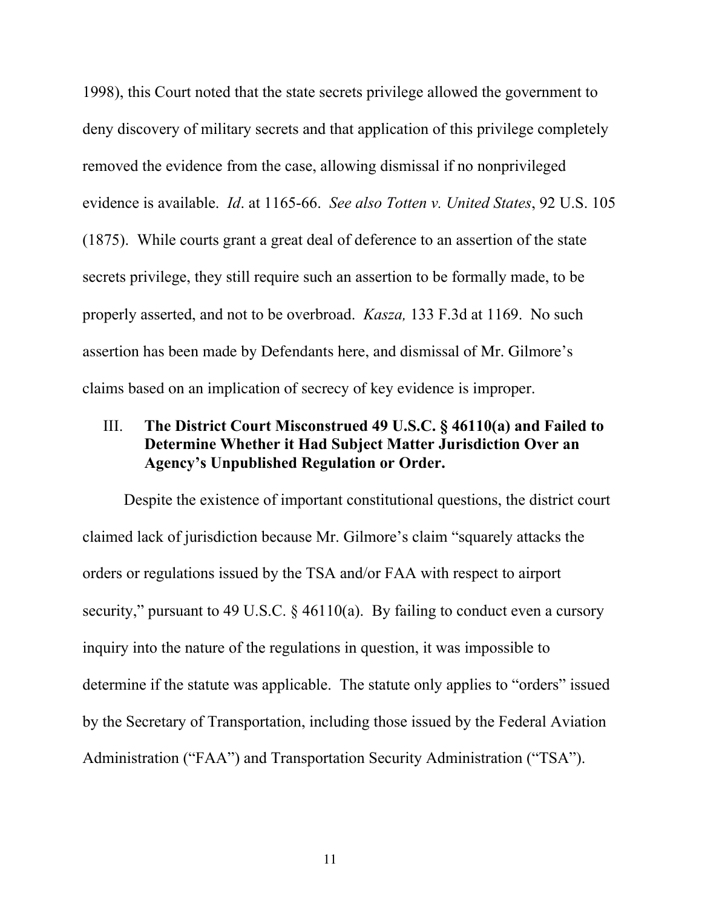1998), this Court noted that the state secrets privilege allowed the government to deny discovery of military secrets and that application of this privilege completely removed the evidence from the case, allowing dismissal if no nonprivileged evidence is available. *Id*. at 1165-66. *See also Totten v. United States*, 92 U.S. 105 (1875). While courts grant a great deal of deference to an assertion of the state secrets privilege, they still require such an assertion to be formally made, to be properly asserted, and not to be overbroad. *Kasza,* 133 F.3d at 1169. No such assertion has been made by Defendants here, and dismissal of Mr. Gilmore's claims based on an implication of secrecy of key evidence is improper.

### III. The District Court Misconstrued 49 U.S.C. § 46110(a) and Failed to Determine Whether it Had Subject Matter Jurisdiction Over an Agency's Unpublished Regulation or Order.

Despite the existence of important constitutional questions, the district court claimed lack of jurisdiction because Mr. Gilmore's claim "squarely attacks the orders or regulations issued by the TSA and/or FAA with respect to airport security," pursuant to 49 U.S.C. § 46110(a). By failing to conduct even a cursory inquiry into the nature of the regulations in question, it was impossible to determine if the statute was applicable. The statute only applies to "orders" issued by the Secretary of Transportation, including those issued by the Federal Aviation Administration ("FAA") and Transportation Security Administration ("TSA").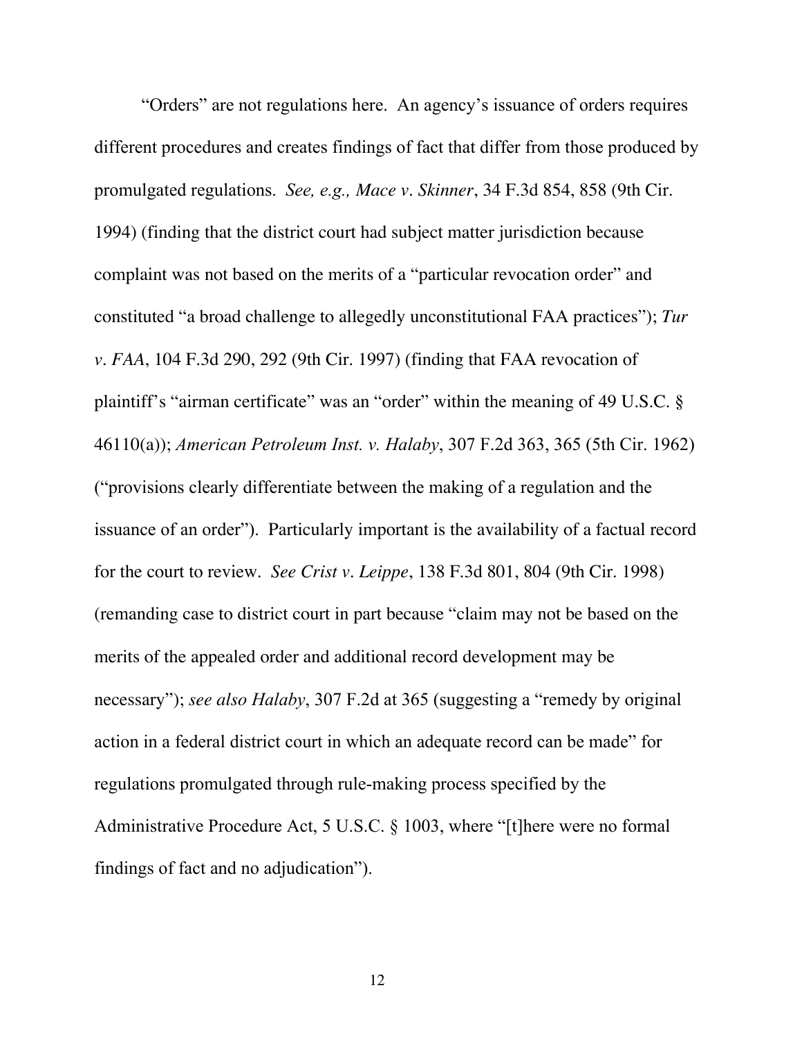"Orders" are not regulations here. An agency's issuance of orders requires different procedures and creates findings of fact that differ from those produced by promulgated regulations. *See, e.g., Mace v. Skinner*, 34 F.3d 854, 858 (9th Cir. 1994) (finding that the district court had subject matter jurisdiction because complaint was not based on the merits of a "particular revocation order" and constituted "a broad challenge to allegedly unconstitutional FAA practices"); *Tur v. FAA*, 104 F.3d 290, 292 (9th Cir. 1997) (finding that FAA revocation of plaintiff's "airman certificate" was an "order" within the meaning of 49 U.S.C. § 46110(a)); *American Petroleum Inst. v. Halaby*, 307 F.2d 363, 365 (5th Cir. 1962) ("provisions clearly differentiate between the making of a regulation and the issuance of an order"). Particularly important is the availability of a factual record for the court to review. *See Crist v. Leippe*, 138 F.3d 801, 804 (9th Cir. 1998) (remanding case to district court in part because "claim may not be based on the merits of the appealed order and additional record development may be necessary"); *see also Halaby*, 307 F.2d at 365 (suggesting a "remedy by original action in a federal district court in which an adequate record can be made" for regulations promulgated through rule-making process specified by the Administrative Procedure Act, 5 U.S.C. § 1003, where "[t]here were no formal findings of fact and no adjudication").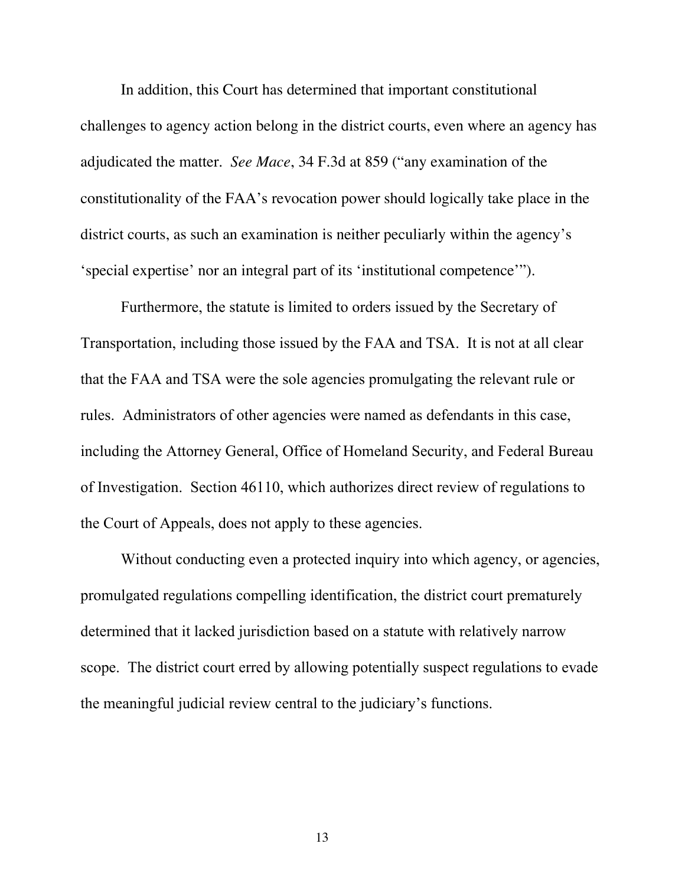In addition, this Court has determined that important constitutional challenges to agency action belong in the district courts, even where an agency has adjudicated the matter. *See Mace*, 34 F.3d at 859 ("any examination of the constitutionality of the FAA's revocation power should logically take place in the district courts, as such an examination is neither peculiarly within the agency's 'special expertise' nor an integral part of its 'institutional competence'").

Furthermore, the statute is limited to orders issued by the Secretary of Transportation, including those issued by the FAA and TSA. It is not at all clear that the FAA and TSA were the sole agencies promulgating the relevant rule or rules. Administrators of other agencies were named as defendants in this case, including the Attorney General, Office of Homeland Security, and Federal Bureau of Investigation. Section 46110, which authorizes direct review of regulations to the Court of Appeals, does not apply to these agencies.

Without conducting even a protected inquiry into which agency, or agencies, promulgated regulations compelling identification, the district court prematurely determined that it lacked jurisdiction based on a statute with relatively narrow scope. The district court erred by allowing potentially suspect regulations to evade the meaningful judicial review central to the judiciary's functions.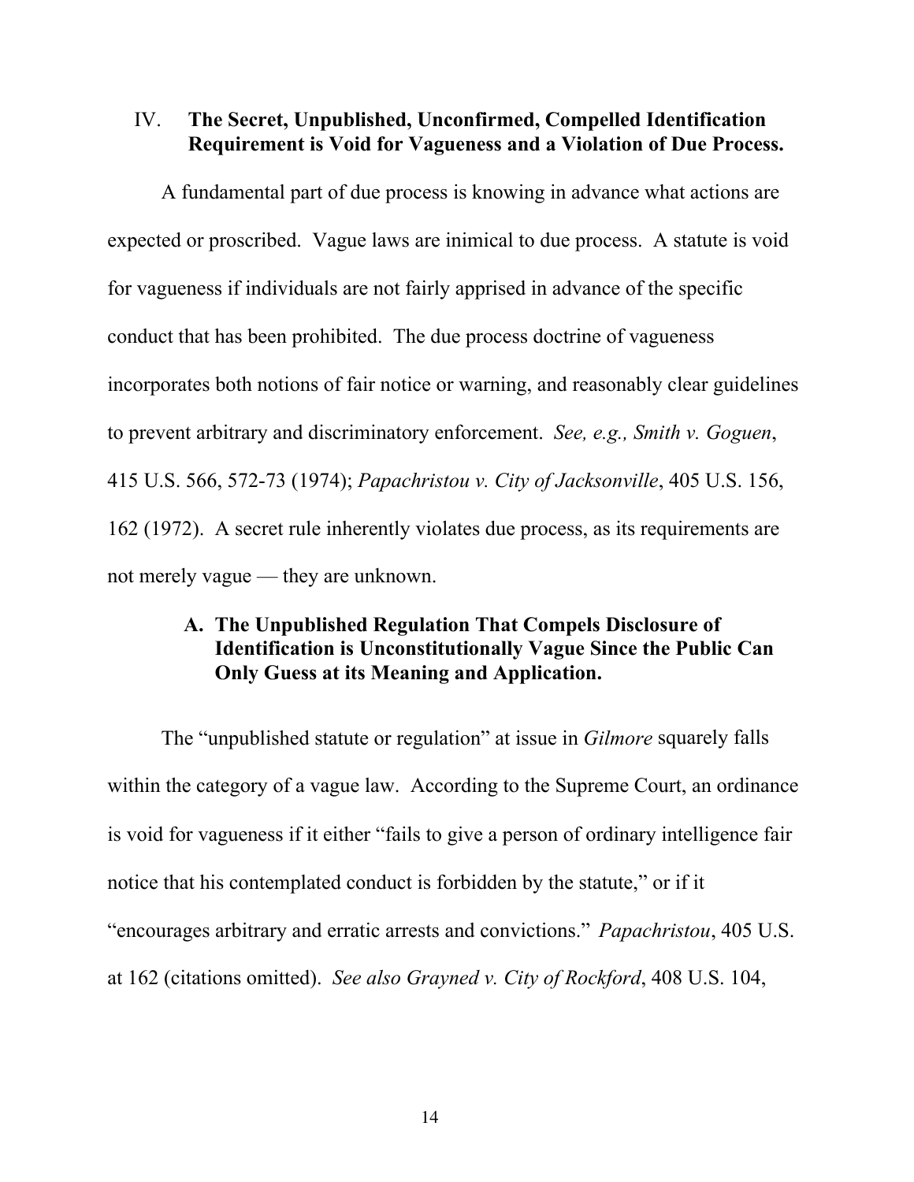## IV. The Secret, Unpublished, Unconfirmed, Compelled Identification Requirement is Void for Vagueness and a Violation of Due Process.

A fundamental part of due process is knowing in advance what actions are expected or proscribed. Vague laws are inimical to due process. A statute is void for vagueness if individuals are not fairly apprised in advance of the specific conduct that has been prohibited. The due process doctrine of vagueness incorporates both notions of fair notice or warning, and reasonably clear guidelines to prevent arbitrary and discriminatory enforcement. *See, e.g., Smith v. Goguen*, 415 U.S. 566, 572-73 (1974); *Papachristou v. City of Jacksonville*, 405 U.S. 156, 162 (1972). A secret rule inherently violates due process, as its requirements are not merely vague — they are unknown.

### A. The Unpublished Regulation That Compels Disclosure of Identification is Unconstitutionally Vague Since the Public Can Only Guess at its Meaning and Application.

The "unpublished statute or regulation" at issue in *Gilmore* squarely falls within the category of a vague law. According to the Supreme Court, an ordinance is void for vagueness if it either "fails to give a person of ordinary intelligence fair notice that his contemplated conduct is forbidden by the statute," or if it "encourages arbitrary and erratic arrests and convictions." *Papachristou*, 405 U.S. at 162 (citations omitted). *See also Grayned v. City of Rockford*, 408 U.S. 104,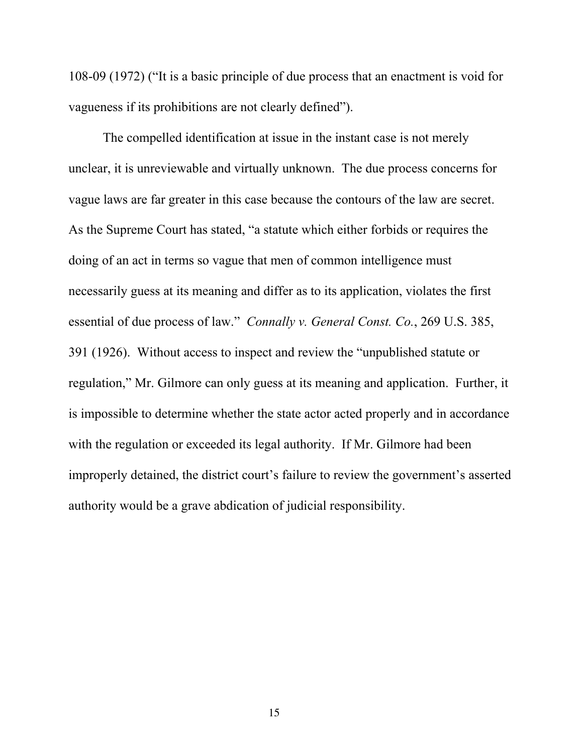108-09 (1972) ("It is a basic principle of due process that an enactment is void for vagueness if its prohibitions are not clearly defined").

The compelled identification at issue in the instant case is not merely unclear, it is unreviewable and virtually unknown. The due process concerns for vague laws are far greater in this case because the contours of the law are secret. As the Supreme Court has stated, "a statute which either forbids or requires the doing of an act in terms so vague that men of common intelligence must necessarily guess at its meaning and differ as to its application, violates the first essential of due process of law." *Connally v. General Const. Co.*, 269 U.S. 385, 391 (1926). Without access to inspect and review the "unpublished statute or regulation," Mr. Gilmore can only guess at its meaning and application. Further, it is impossible to determine whether the state actor acted properly and in accordance with the regulation or exceeded its legal authority. If Mr. Gilmore had been improperly detained, the district court's failure to review the government's asserted authority would be a grave abdication of judicial responsibility.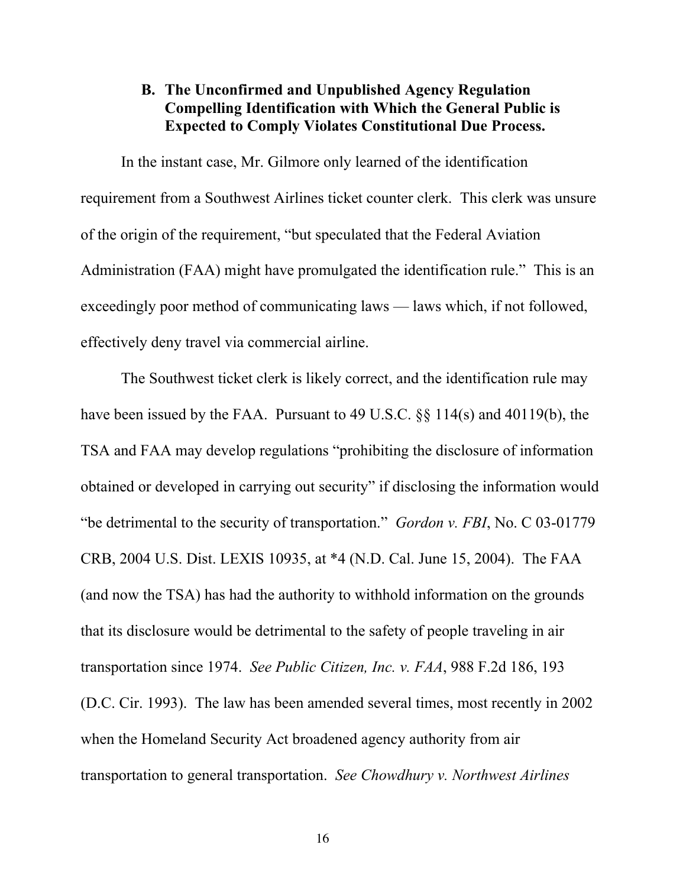### B. The Unconfirmed and Unpublished Agency Regulation Compelling Identification with Which the General Public is Expected to Comply Violates Constitutional Due Process.

In the instant case, Mr. Gilmore only learned of the identification requirement from a Southwest Airlines ticket counter clerk. This clerk was unsure of the origin of the requirement, "but speculated that the Federal Aviation Administration (FAA) might have promulgated the identification rule." This is an exceedingly poor method of communicating laws — laws which, if not followed, effectively deny travel via commercial airline.

The Southwest ticket clerk is likely correct, and the identification rule may have been issued by the FAA. Pursuant to 49 U.S.C. §§ 114(s) and 40119(b), the TSA and FAA may develop regulations "prohibiting the disclosure of information obtained or developed in carrying out security" if disclosing the information would "be detrimental to the security of transportation." *Gordon v. FBI*, No. C 03-01779 CRB, 2004 U.S. Dist. LEXIS 10935, at *4 (N.D. Cal. June 15, 2004). The FAA (and now the TSA) has had the authority to withhold information on the grounds that its disclosure would be detrimental to the safety of people traveling in air transportation since 1974. *See Public Citizen, Inc. v. FAA*, 988 F.2d 186, 193 (D.C. Cir. 1993). The law has been amended several times, most recently in 2002 when the Homeland Security Act broadened agency authority from air transportation to general transportation. *See Chowdhury v. Northwest Airlines*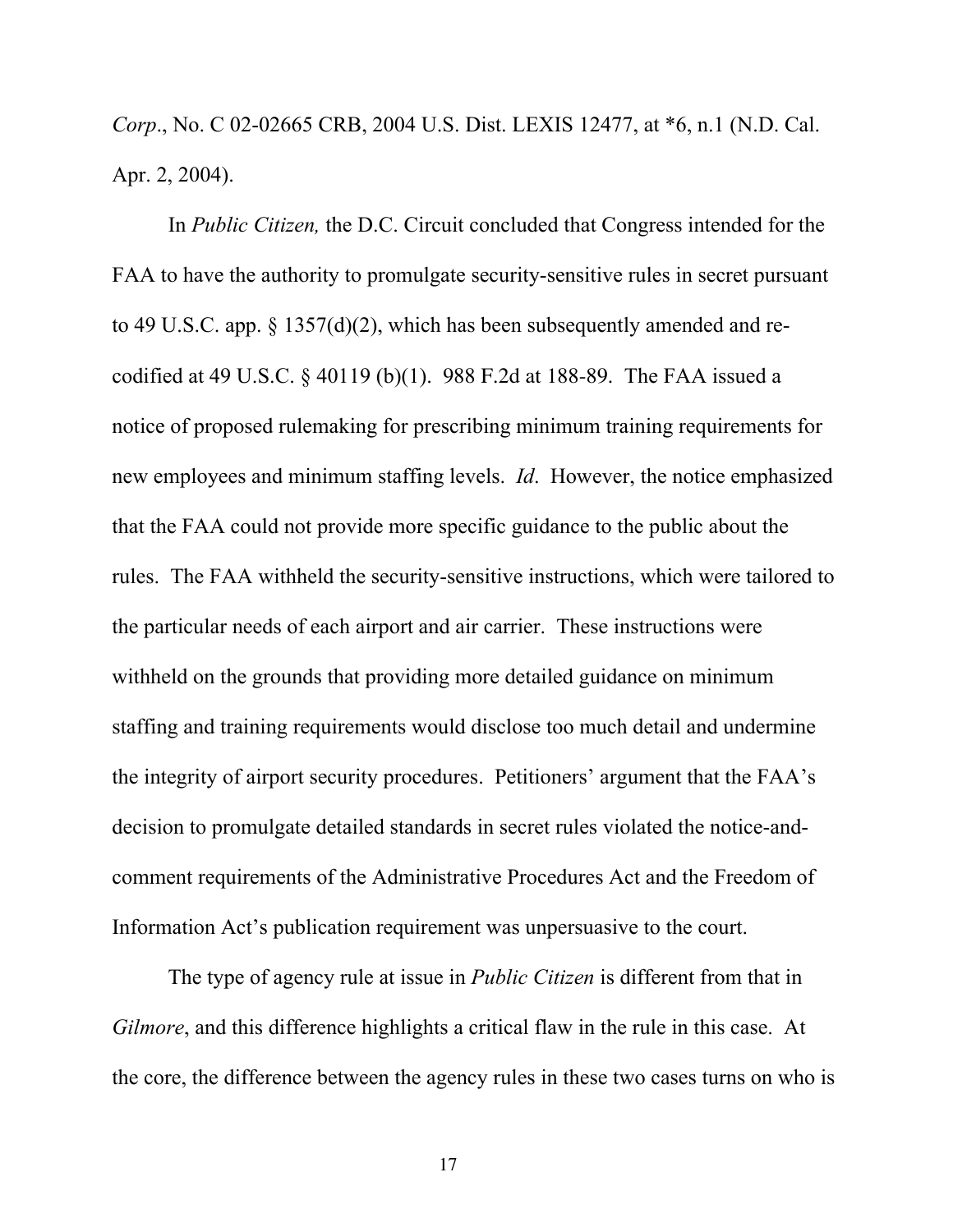*Corp*., No. C 02-02665 CRB, 2004 U.S. Dist. LEXIS 12477, at *6, n.1 (N.D. Cal. Apr. 2, 2004).

In *Public Citizen,* the D.C. Circuit concluded that Congress intended for the FAA to have the authority to promulgate security-sensitive rules in secret pursuant to 49 U.S.C. app. § 1357(d)(2), which has been subsequently amended and re-codified at 49 U.S.C. § 40119 (b)(1). 988 F.2d at 188-89. The FAA issued a notice of proposed rulemaking for prescribing minimum training requirements for new employees and minimum staffing levels. *Id*. However, the notice emphasized that the FAA could not provide more specific guidance to the public about the rules. The FAA withheld the security-sensitive instructions, which were tailored to the particular needs of each airport and air carrier. These instructions were withheld on the grounds that providing more detailed guidance on minimum staffing and training requirements would disclose too much detail and undermine the integrity of airport security procedures. Petitioners' argument that the FAA's decision to promulgate detailed standards in secret rules violated the notice-and-comment requirements of the Administrative Procedures Act and the Freedom of Information Act's publication requirement was unpersuasive to the court.

The type of agency rule at issue in *Public Citizen* is different from that in *Gilmore*, and this difference highlights a critical flaw in the rule in this case. At the core, the difference between the agency rules in these two cases turns on who is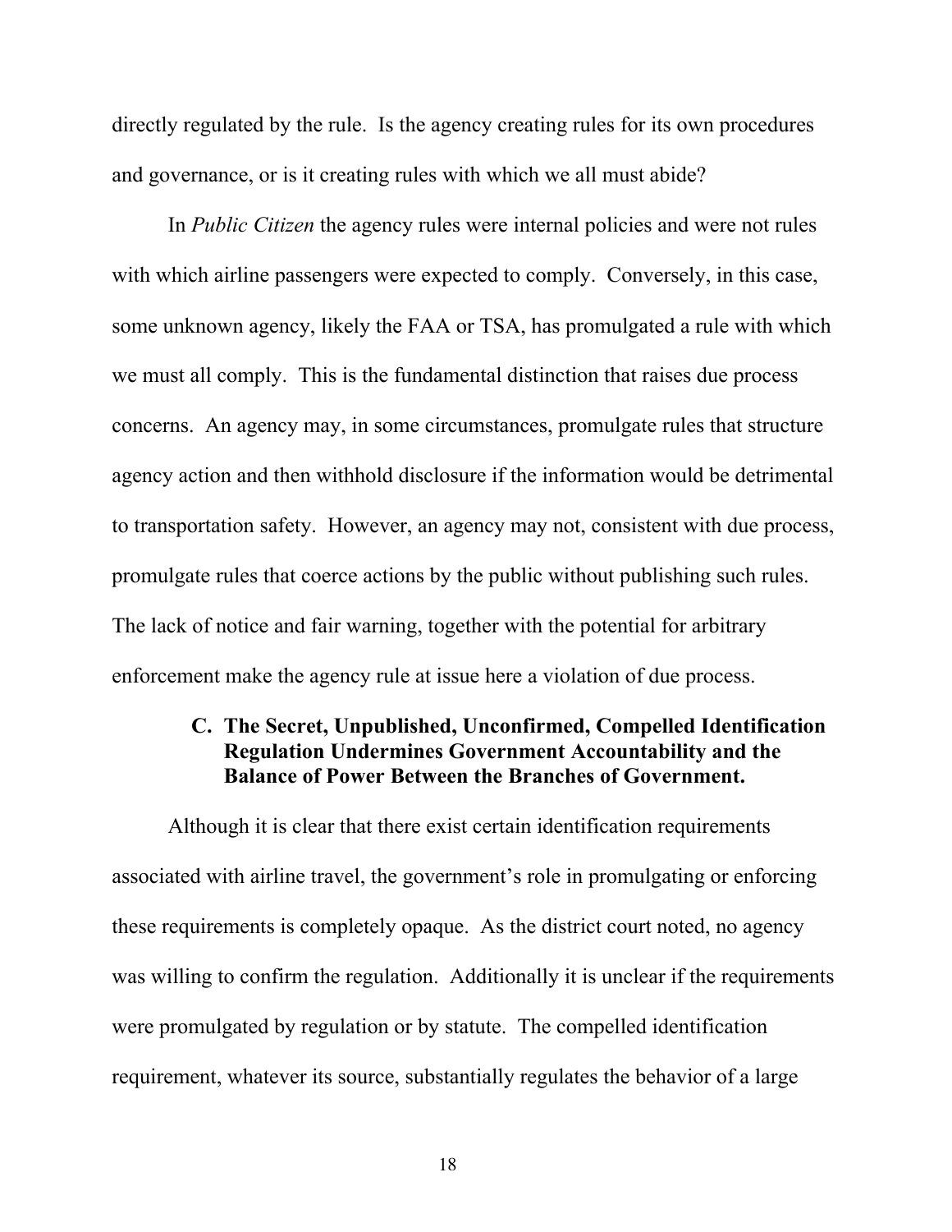directly regulated by the rule. Is the agency creating rules for its own procedures and governance, or is it creating rules with which we all must abide?

In *Public Citizen* the agency rules were internal policies and were not rules with which airline passengers were expected to comply. Conversely, in this case, some unknown agency, likely the FAA or TSA, has promulgated a rule with which we must all comply. This is the fundamental distinction that raises due process concerns. An agency may, in some circumstances, promulgate rules that structure agency action and then withhold disclosure if the information would be detrimental to transportation safety. However, an agency may not, consistent with due process, promulgate rules that coerce actions by the public without publishing such rules. The lack of notice and fair warning, together with the potential for arbitrary enforcement make the agency rule at issue here a violation of due process.

### C. The Secret, Unpublished, Unconfirmed, Compelled Identification Regulation Undermines Government Accountability and the Balance of Power Between the Branches of Government.

Although it is clear that there exist certain identification requirements associated with airline travel, the government's role in promulgating or enforcing these requirements is completely opaque. As the district court noted, no agency was willing to confirm the regulation. Additionally it is unclear if the requirements were promulgated by regulation or by statute. The compelled identification requirement, whatever its source, substantially regulates the behavior of a large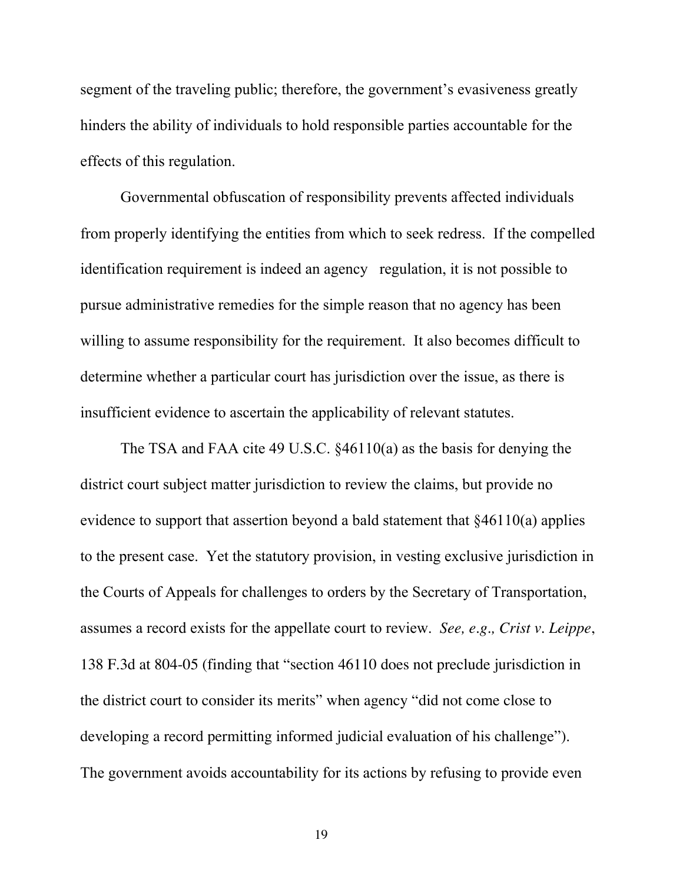segment of the traveling public; therefore, the government's evasiveness greatly hinders the ability of individuals to hold responsible parties accountable for the effects of this regulation.

Governmental obfuscation of responsibility prevents affected individuals from properly identifying the entities from which to seek redress. If the compelled identification requirement is indeed an agency regulation, it is not possible to pursue administrative remedies for the simple reason that no agency has been willing to assume responsibility for the requirement. It also becomes difficult to determine whether a particular court has jurisdiction over the issue, as there is insufficient evidence to ascertain the applicability of relevant statutes.

The TSA and FAA cite 49 U.S.C. §46110(a) as the basis for denying the district court subject matter jurisdiction to review the claims, but provide no evidence to support that assertion beyond a bald statement that §46110(a) applies to the present case. Yet the statutory provision, in vesting exclusive jurisdiction in the Courts of Appeals for challenges to orders by the Secretary of Transportation, assumes a record exists for the appellate court to review. *See, e.g., Crist v. Leippe*, 138 F.3d at 804-05 (finding that "section 46110 does not preclude jurisdiction in the district court to consider its merits" when agency "did not come close to developing a record permitting informed judicial evaluation of his challenge"). The government avoids accountability for its actions by refusing to provide even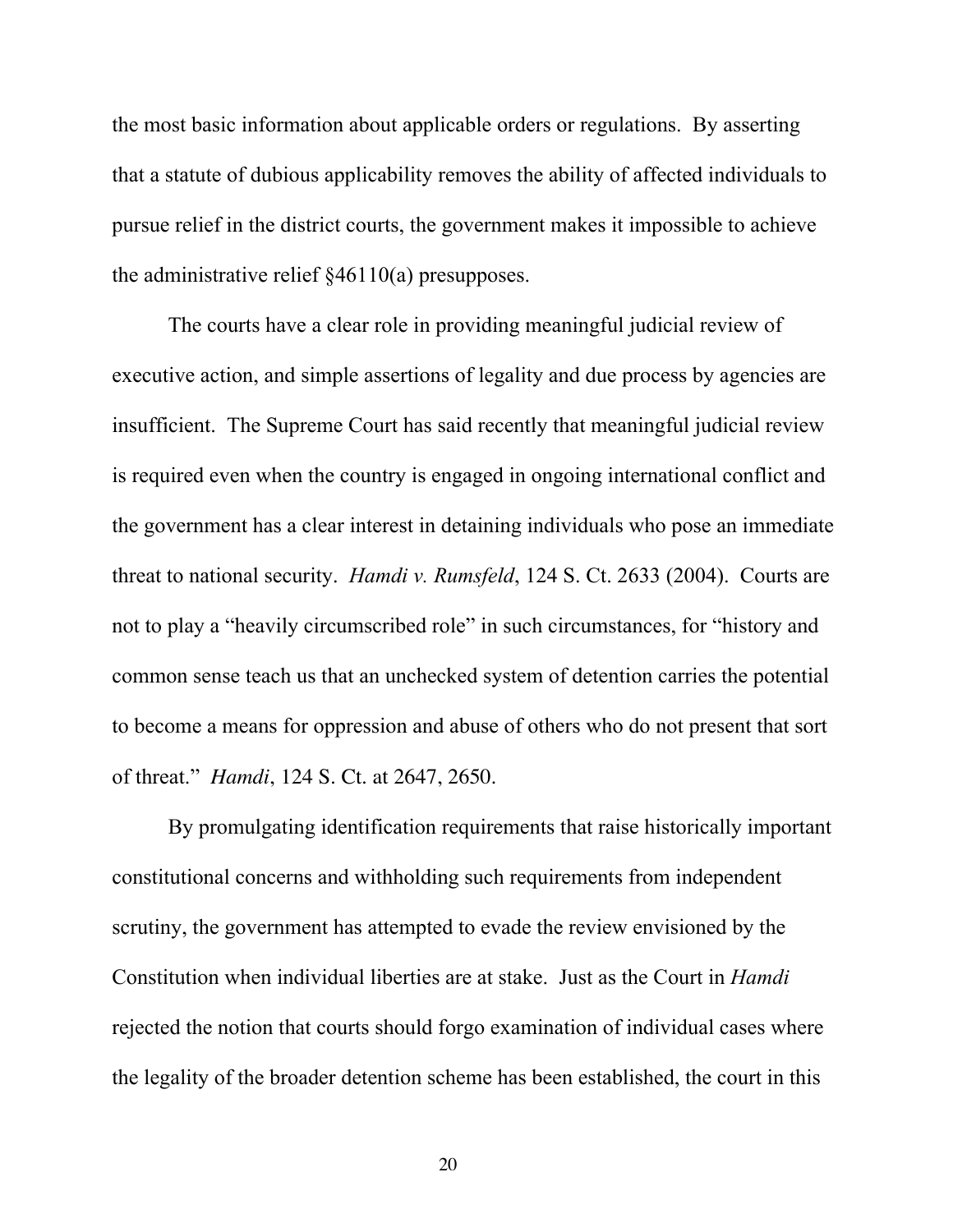the most basic information about applicable orders or regulations. By asserting that a statute of dubious applicability removes the ability of affected individuals to pursue relief in the district courts, the government makes it impossible to achieve the administrative relief §46110(a) presupposes.

The courts have a clear role in providing meaningful judicial review of executive action, and simple assertions of legality and due process by agencies are insufficient. The Supreme Court has said recently that meaningful judicial review is required even when the country is engaged in ongoing international conflict and the government has a clear interest in detaining individuals who pose an immediate threat to national security. *Hamdi v. Rumsfeld*, 124 S. Ct. 2633 (2004). Courts are not to play a "heavily circumscribed role" in such circumstances, for "history and common sense teach us that an unchecked system of detention carries the potential to become a means for oppression and abuse of others who do not present that sort of threat." *Hamdi*, 124 S. Ct. at 2647, 2650.

By promulgating identification requirements that raise historically important constitutional concerns and withholding such requirements from independent scrutiny, the government has attempted to evade the review envisioned by the Constitution when individual liberties are at stake. Just as the Court in *Hamdi* rejected the notion that courts should forgo examination of individual cases where the legality of the broader detention scheme has been established, the court in this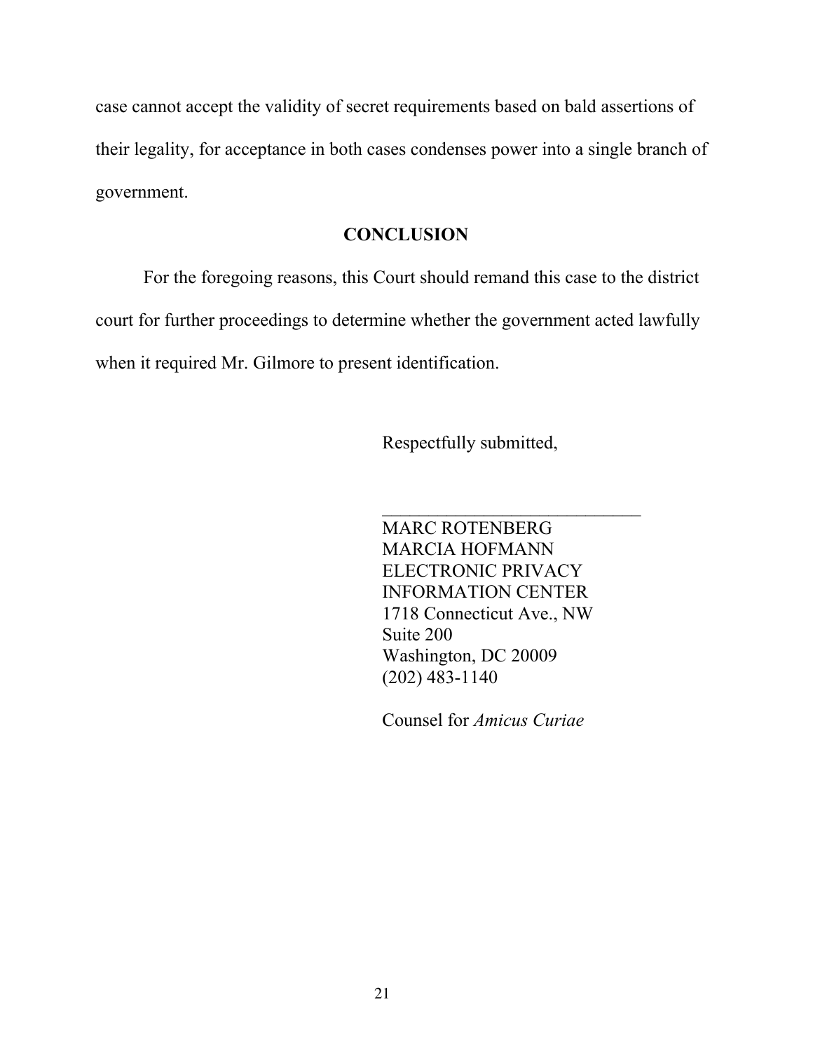case cannot accept the validity of secret requirements based on bald assertions of their legality, for acceptance in both cases condenses power into a single branch of government.

## CONCLUSION

For the foregoing reasons, this Court should remand this case to the district court for further proceedings to determine whether the government acted lawfully when it required Mr. Gilmore to present identification.

Respectfully submitted,

_____________________________

MARC ROTENBERG
MARCIA HOFMANN
ELECTRONIC PRIVACY
INFORMATION CENTER
1718 Connecticut Ave., NW
Suite 200
Washington, DC 20009
(202) 483-1140

Counsel for *Amicus Curiae*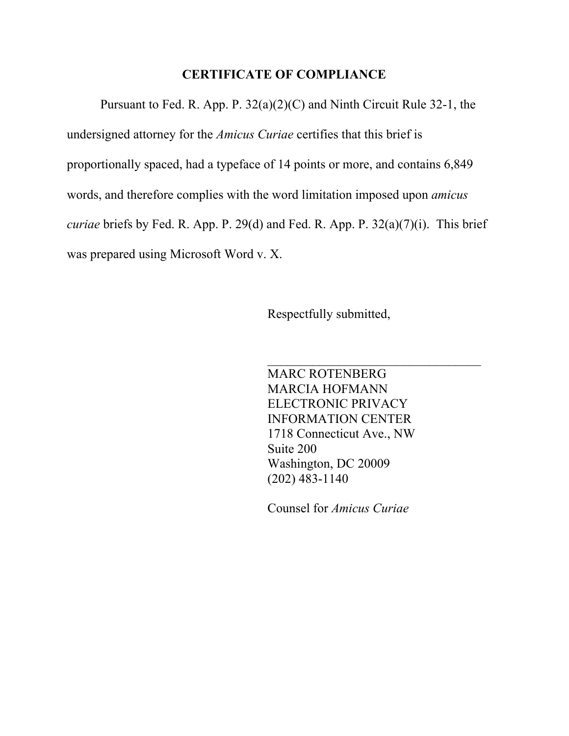**CERTIFICATE OF COMPLIANCE**

Pursuant to Fed. R. App. P. 32(a)(2)(C) and Ninth Circuit Rule 32-1, the undersigned attorney for the *Amicus Curiae* certifies that this brief is proportionally spaced, had a typeface of 14 points or more, and contains 6,849 words, and therefore complies with the word limitation imposed upon *amicus curiae* briefs by Fed. R. App. P. 29(d) and Fed. R. App. P. 32(a)(7)(i). This brief was prepared using Microsoft Word v. X.

Respectfully submitted,

\_\_\_\_\_\_\_\_\_\_\_\_\_\_\_\_\_\_\_\_\_\_\_\_\_\_\_\_\_\_\_\_\_\_\_

MARC ROTENBERG
MARCIA HOFMANN
ELECTRONIC PRIVACY
INFORMATION CENTER
1718 Connecticut Ave., NW
Suite 200
Washington, DC 20009
(202) 483-1140

Counsel for *Amicus Curiae*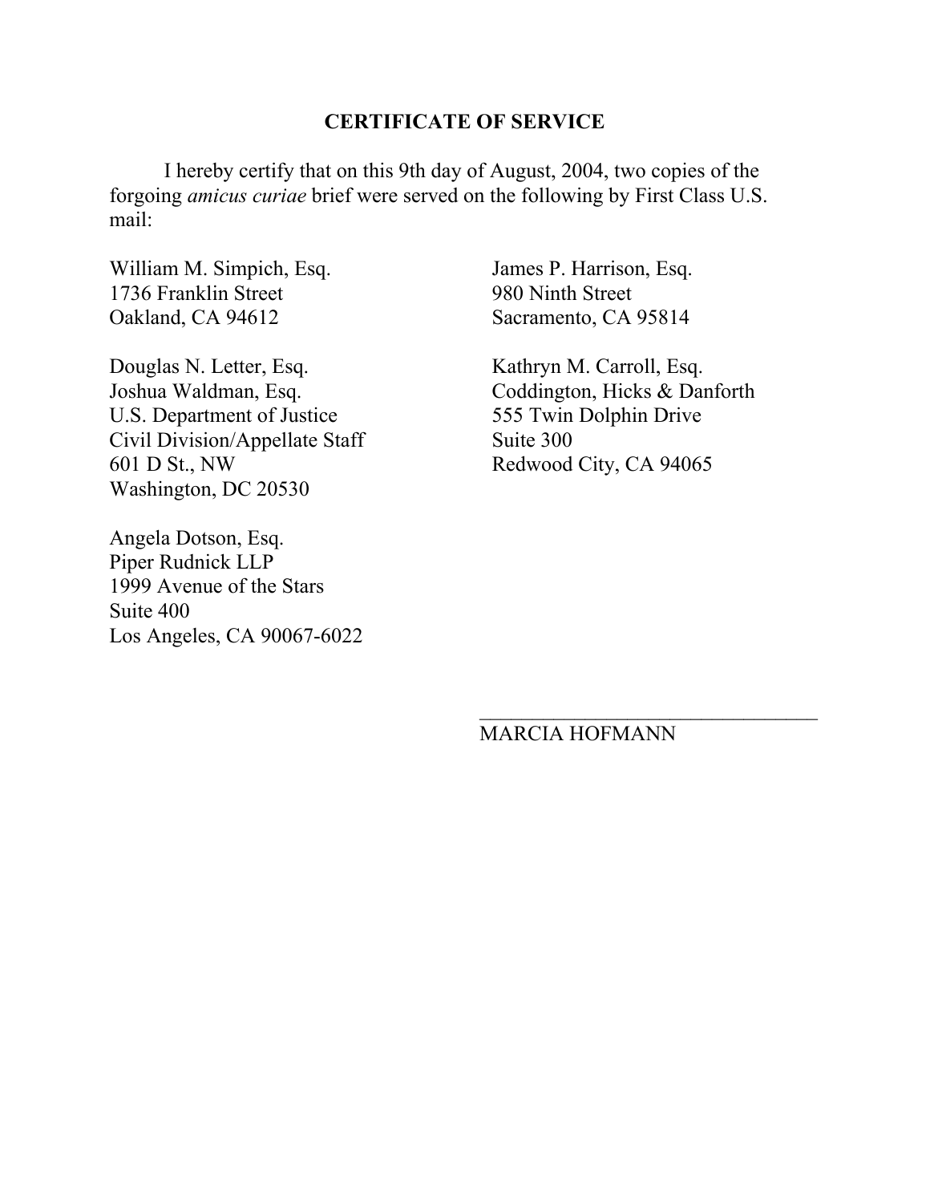## CERTIFICATE OF SERVICE

I hereby certify that on this 9th day of August, 2004, two copies of the forgoing *amicus curiae* brief were served on the following by First Class U.S. mail:

William M. Simpich, Esq.
1736 Franklin Street
Oakland, CA 94612

James P. Harrison, Esq.
980 Ninth Street
Sacramento, CA 95814

Douglas N. Letter, Esq.
Joshua Waldman, Esq.
U.S. Department of Justice
Civil Division/Appellate Staff
601 D St., NW
Washington, DC 20530

Kathryn M. Carroll, Esq.
Coddington, Hicks & Danforth
555 Twin Dolphin Drive
Suite 300
Redwood City, CA 94065

Angela Dotson, Esq.
Piper Rudnick LLP
1999 Avenue of the Stars
Suite 400
Los Angeles, CA 90067-6022

\_\_\_\_\_\_\_\_\_\_\_\_\_\_\_\_\_\_\_\_\_\_\_\_\_\_\_\_\_\_\_\_\_\_
MARCIA HOFMANN